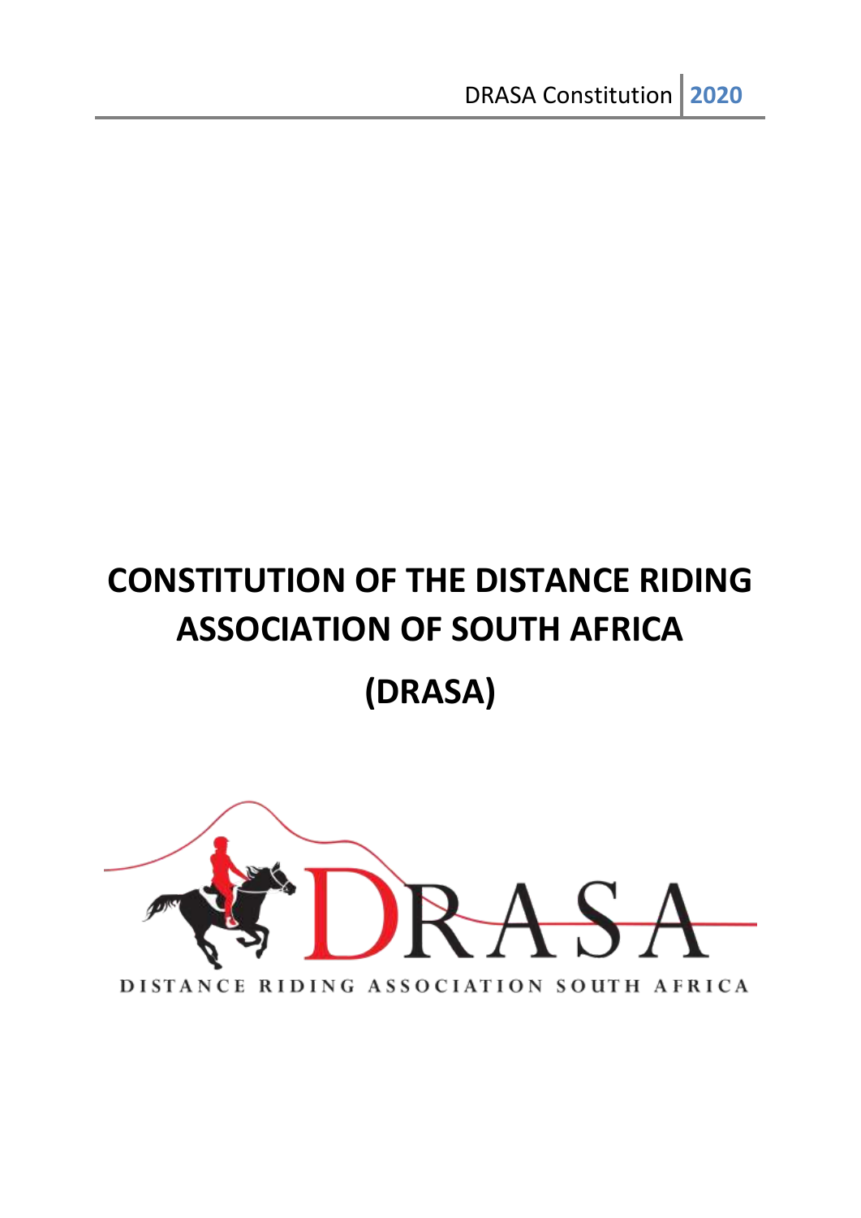# CONSTITUTION OF THE DISTANCE RIDING ASSOCIATION OF SOUTH AFRICA

# (DRASA)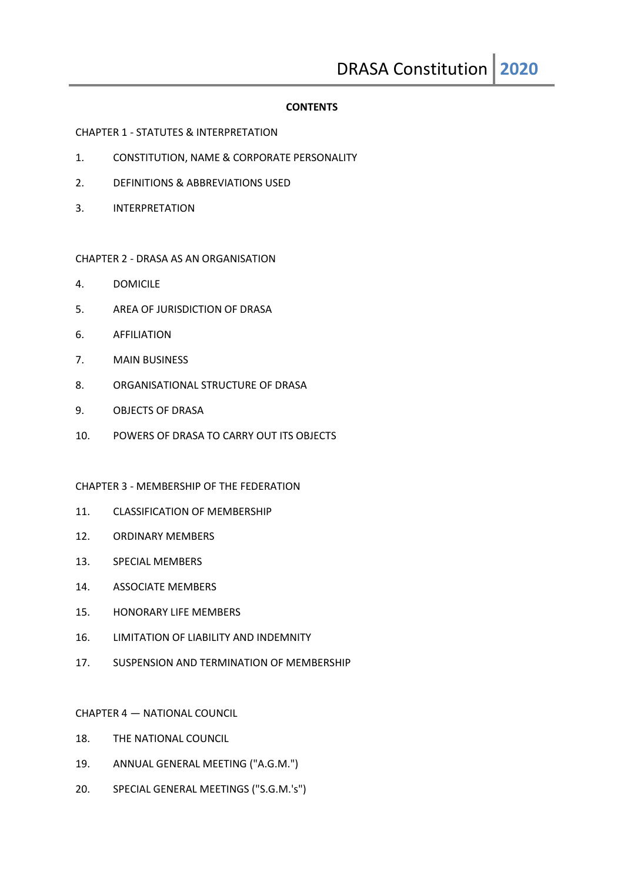**CONTENTS**

CHAPTER 1 - STATUTES & INTERPRETATION

1. CONSTITUTION, NAME & CORPORATE PERSONALITY
2. DEFINITIONS & ABBREVIATIONS USED
3. INTERPRETATION

CHAPTER 2 - DRASA AS AN ORGANISATION

4. DOMICILE
5. AREA OF JURISDICTION OF DRASA
6. AFFILIATION
7. MAIN BUSINESS
8. ORGANISATIONAL STRUCTURE OF DRASA
9. OBJECTS OF DRASA
10. POWERS OF DRASA TO CARRY OUT ITS OBJECTS

CHAPTER 3 - MEMBERSHIP OF THE FEDERATION

11. CLASSIFICATION OF MEMBERSHIP
12. ORDINARY MEMBERS
13. SPECIAL MEMBERS
14. ASSOCIATE MEMBERS
15. HONORARY LIFE MEMBERS
16. LIMITATION OF LIABILITY AND INDEMNITY
17. SUSPENSION AND TERMINATION OF MEMBERSHIP

CHAPTER 4 — NATIONAL COUNCIL

18. THE NATIONAL COUNCIL
19. ANNUAL GENERAL MEETING ("A.G.M.")
20. SPECIAL GENERAL MEETINGS ("S.G.M.'s")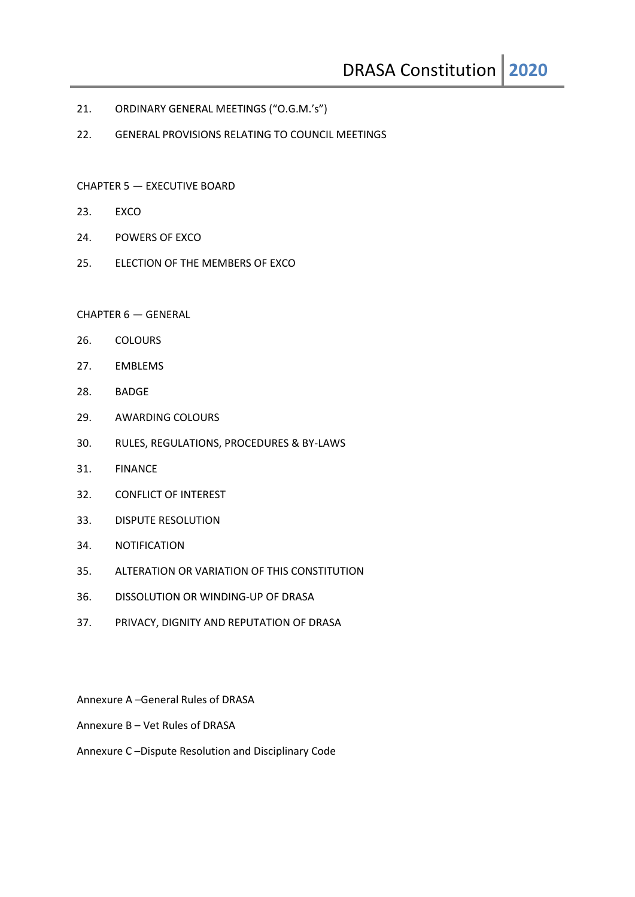21. ORDINARY GENERAL MEETINGS ("O.G.M.'s")

22. GENERAL PROVISIONS RELATING TO COUNCIL MEETINGS

CHAPTER 5 — EXECUTIVE BOARD

23. EXCO

24. POWERS OF EXCO

25. ELECTION OF THE MEMBERS OF EXCO

CHAPTER 6 — GENERAL

26. COLOURS

27. EMBLEMS

28. BADGE

29. AWARDING COLOURS

30. RULES, REGULATIONS, PROCEDURES & BY-LAWS

31. FINANCE

32. CONFLICT OF INTEREST

33. DISPUTE RESOLUTION

34. NOTIFICATION

35. ALTERATION OR VARIATION OF THIS CONSTITUTION

36. DISSOLUTION OR WINDING-UP OF DRASA

37. PRIVACY, DIGNITY AND REPUTATION OF DRASA

Annexure A –General Rules of DRASA

Annexure B – Vet Rules of DRASA

Annexure C –Dispute Resolution and Disciplinary Code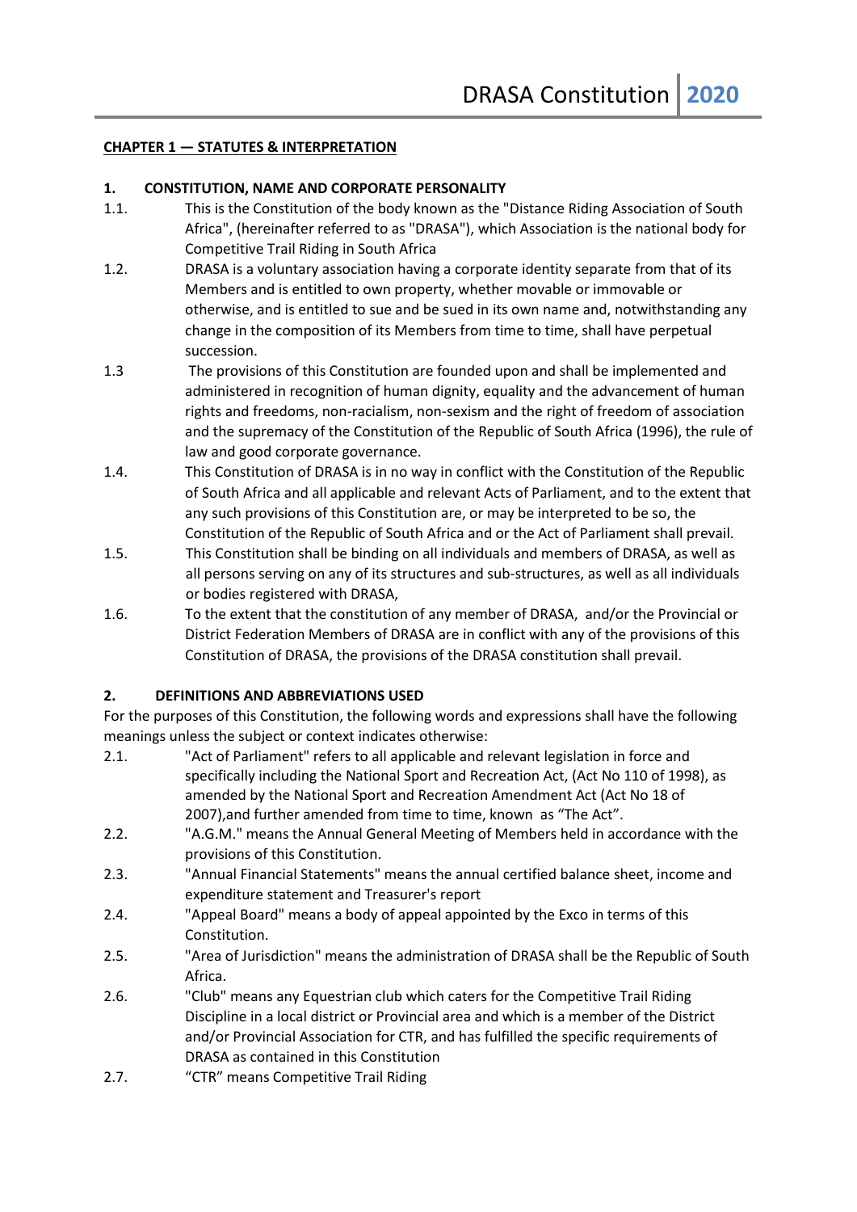**CHAPTER 1 — STATUTES & INTERPRETATION**

**1. CONSTITUTION, NAME AND CORPORATE PERSONALITY**

1.1. This is the Constitution of the body known as the "Distance Riding Association of South Africa", (hereinafter referred to as "DRASA"), which Association is the national body for Competitive Trail Riding in South Africa

1.2. DRASA is a voluntary association having a corporate identity separate from that of its Members and is entitled to own property, whether movable or immovable or otherwise, and is entitled to sue and be sued in its own name and, notwithstanding any change in the composition of its Members from time to time, shall have perpetual succession.

1.3 The provisions of this Constitution are founded upon and shall be implemented and administered in recognition of human dignity, equality and the advancement of human rights and freedoms, non-racialism, non-sexism and the right of freedom of association and the supremacy of the Constitution of the Republic of South Africa (1996), the rule of law and good corporate governance.

1.4. This Constitution of DRASA is in no way in conflict with the Constitution of the Republic of South Africa and all applicable and relevant Acts of Parliament, and to the extent that any such provisions of this Constitution are, or may be interpreted to be so, the Constitution of the Republic of South Africa and or the Act of Parliament shall prevail.

1.5. This Constitution shall be binding on all individuals and members of DRASA, as well as all persons serving on any of its structures and sub-structures, as well as all individuals or bodies registered with DRASA,

1.6. To the extent that the constitution of any member of DRASA, and/or the Provincial or District Federation Members of DRASA are in conflict with any of the provisions of this Constitution of DRASA, the provisions of the DRASA constitution shall prevail.

**2. DEFINITIONS AND ABBREVIATIONS USED**

For the purposes of this Constitution, the following words and expressions shall have the following meanings unless the subject or context indicates otherwise:

2.1. "Act of Parliament" refers to all applicable and relevant legislation in force and specifically including the National Sport and Recreation Act, (Act No 110 of 1998), as amended by the National Sport and Recreation Amendment Act (Act No 18 of 2007),and further amended from time to time, known as "The Act".

2.2. "A.G.M." means the Annual General Meeting of Members held in accordance with the provisions of this Constitution.

2.3. "Annual Financial Statements" means the annual certified balance sheet, income and expenditure statement and Treasurer's report

2.4. "Appeal Board" means a body of appeal appointed by the Exco in terms of this Constitution.

2.5. "Area of Jurisdiction" means the administration of DRASA shall be the Republic of South Africa.

2.6. "Club" means any Equestrian club which caters for the Competitive Trail Riding Discipline in a local district or Provincial area and which is a member of the District and/or Provincial Association for CTR, and has fulfilled the specific requirements of DRASA as contained in this Constitution

2.7. "CTR" means Competitive Trail Riding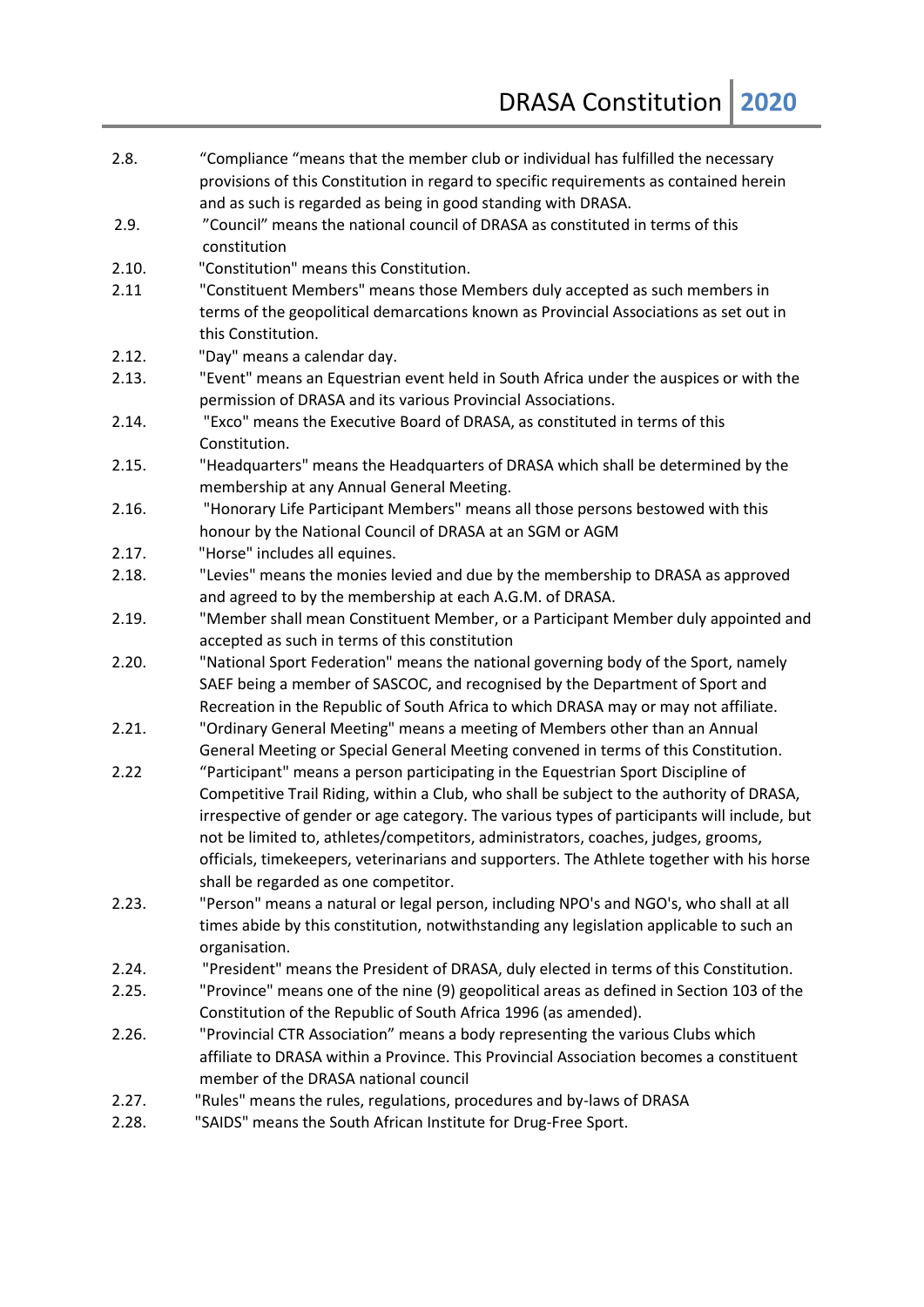2.8. “Compliance “means that the member club or individual has fulfilled the necessary provisions of this Constitution in regard to specific requirements as contained herein and as such is regarded as being in good standing with DRASA.

2.9. ”Council” means the national council of DRASA as constituted in terms of this constitution

2.10. "Constitution" means this Constitution.

2.11 "Constituent Members" means those Members duly accepted as such members in terms of the geopolitical demarcations known as Provincial Associations as set out in this Constitution.

2.12. "Day" means a calendar day.

2.13. "Event" means an Equestrian event held in South Africa under the auspices or with the permission of DRASA and its various Provincial Associations.

2.14. "Exco" means the Executive Board of DRASA, as constituted in terms of this Constitution.

2.15. "Headquarters" means the Headquarters of DRASA which shall be determined by the membership at any Annual General Meeting.

2.16. "Honorary Life Participant Members" means all those persons bestowed with this honour by the National Council of DRASA at an SGM or AGM

2.17. "Horse" includes all equines.

2.18. "Levies" means the monies levied and due by the membership to DRASA as approved and agreed to by the membership at each A.G.M. of DRASA.

2.19. "Member shall mean Constituent Member, or a Participant Member duly appointed and accepted as such in terms of this constitution

2.20. "National Sport Federation" means the national governing body of the Sport, namely SAEF being a member of SASCOC, and recognised by the Department of Sport and Recreation in the Republic of South Africa to which DRASA may or may not affiliate.

2.21. "Ordinary General Meeting" means a meeting of Members other than an Annual General Meeting or Special General Meeting convened in terms of this Constitution.

2.22 “Participant" means a person participating in the Equestrian Sport Discipline of Competitive Trail Riding, within a Club, who shall be subject to the authority of DRASA, irrespective of gender or age category. The various types of participants will include, but not be limited to, athletes/competitors, administrators, coaches, judges, grooms, officials, timekeepers, veterinarians and supporters. The Athlete together with his horse shall be regarded as one competitor.

2.23. "Person" means a natural or legal person, including NPO's and NGO's, who shall at all times abide by this constitution, notwithstanding any legislation applicable to such an organisation.

2.24. "President" means the President of DRASA, duly elected in terms of this Constitution.

2.25. "Province" means one of the nine (9) geopolitical areas as defined in Section 103 of the Constitution of the Republic of South Africa 1996 (as amended).

2.26. "Provincial CTR Association” means a body representing the various Clubs which affiliate to DRASA within a Province. This Provincial Association becomes a constituent member of the DRASA national council

2.27. "Rules" means the rules, regulations, procedures and by-laws of DRASA

2.28. "SAIDS" means the South African Institute for Drug-Free Sport.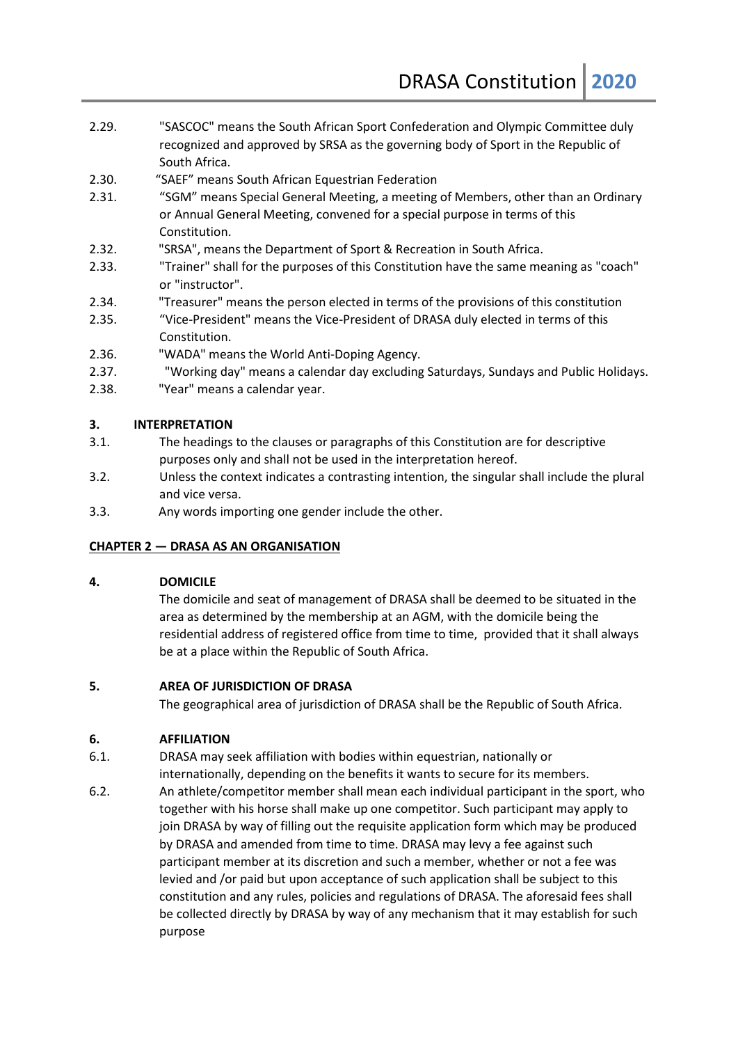2.29. "SASCOC" means the South African Sport Confederation and Olympic Committee duly recognized and approved by SRSA as the governing body of Sport in the Republic of South Africa.

2.30. "SAEF" means South African Equestrian Federation

2.31. "SGM" means Special General Meeting, a meeting of Members, other than an Ordinary or Annual General Meeting, convened for a special purpose in terms of this Constitution.

2.32. "SRSA", means the Department of Sport & Recreation in South Africa.

2.33. "Trainer" shall for the purposes of this Constitution have the same meaning as "coach" or "instructor".

2.34. "Treasurer" means the person elected in terms of the provisions of this constitution

2.35. "Vice-President" means the Vice-President of DRASA duly elected in terms of this Constitution.

2.36. "WADA" means the World Anti-Doping Agency.

2.37. "Working day" means a calendar day excluding Saturdays, Sundays and Public Holidays.

2.38. "Year" means a calendar year.

### 3. INTERPRETATION

3.1. The headings to the clauses or paragraphs of this Constitution are for descriptive purposes only and shall not be used in the interpretation hereof.

3.2. Unless the context indicates a contrasting intention, the singular shall include the plural and vice versa.

3.3. Any words importing one gender include the other.

## CHAPTER 2 — DRASA AS AN ORGANISATION

### 4. DOMICILE

The domicile and seat of management of DRASA shall be deemed to be situated in the area as determined by the membership at an AGM, with the domicile being the residential address of registered office from time to time, provided that it shall always be at a place within the Republic of South Africa.

### 5. AREA OF JURISDICTION OF DRASA

The geographical area of jurisdiction of DRASA shall be the Republic of South Africa.

### 6. AFFILIATION

6.1. DRASA may seek affiliation with bodies within equestrian, nationally or internationally, depending on the benefits it wants to secure for its members.

6.2. An athlete/competitor member shall mean each individual participant in the sport, who together with his horse shall make up one competitor. Such participant may apply to join DRASA by way of filling out the requisite application form which may be produced by DRASA and amended from time to time. DRASA may levy a fee against such participant member at its discretion and such a member, whether or not a fee was levied and /or paid but upon acceptance of such application shall be subject to this constitution and any rules, policies and regulations of DRASA. The aforesaid fees shall be collected directly by DRASA by way of any mechanism that it may establish for such purpose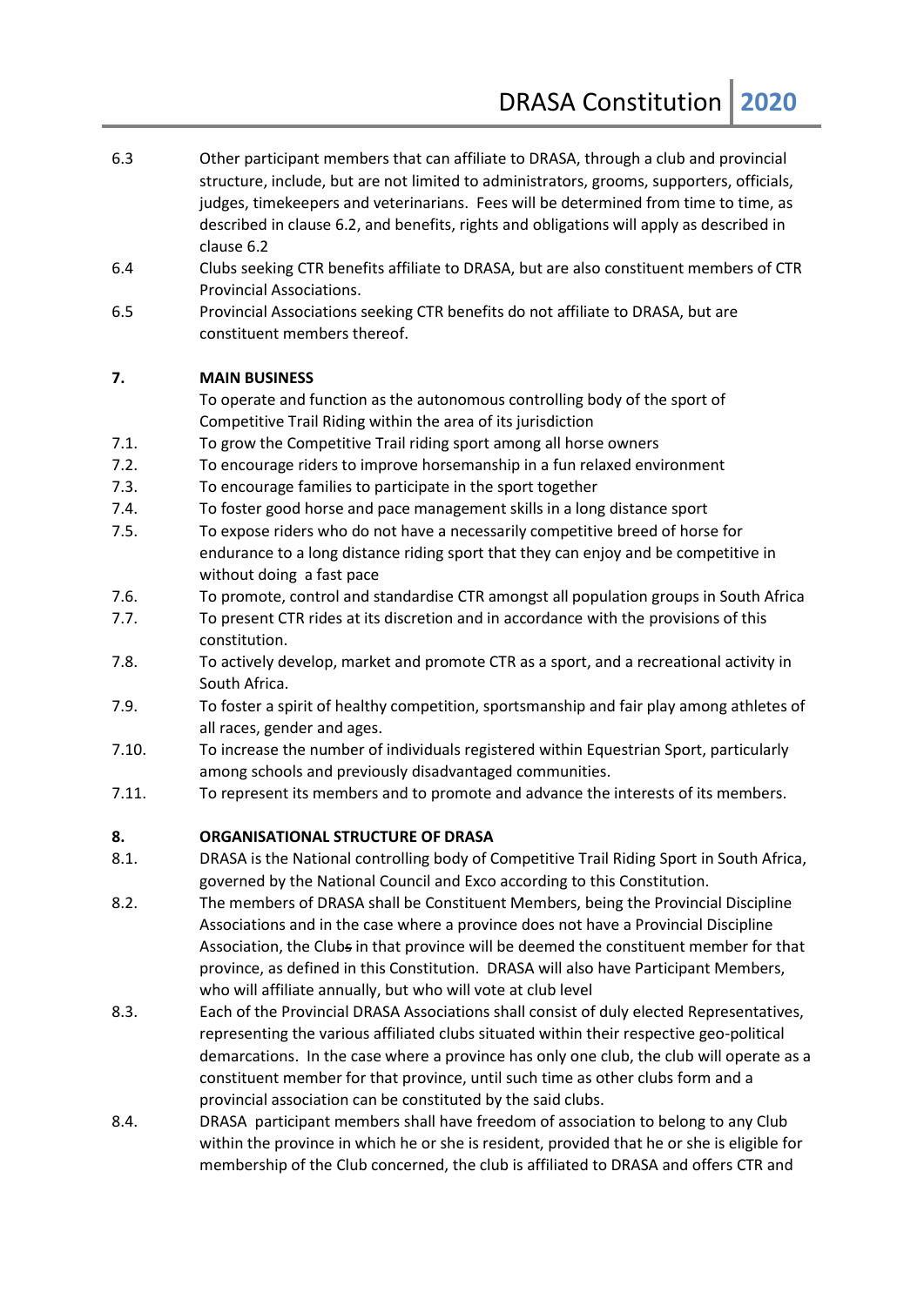6.3 Other participant members that can affiliate to DRASA, through a club and provincial structure, include, but are not limited to administrators, grooms, supporters, officials, judges, timekeepers and veterinarians. Fees will be determined from time to time, as described in clause 6.2, and benefits, rights and obligations will apply as described in clause 6.2

6.4 Clubs seeking CTR benefits affiliate to DRASA, but are also constituent members of CTR Provincial Associations.

6.5 Provincial Associations seeking CTR benefits do not affiliate to DRASA, but are constituent members thereof.

## 7. MAIN BUSINESS

To operate and function as the autonomous controlling body of the sport of Competitive Trail Riding within the area of its jurisdiction

7.1. To grow the Competitive Trail riding sport among all horse owners

7.2. To encourage riders to improve horsemanship in a fun relaxed environment

7.3. To encourage families to participate in the sport together

7.4. To foster good horse and pace management skills in a long distance sport

7.5. To expose riders who do not have a necessarily competitive breed of horse for endurance to a long distance riding sport that they can enjoy and be competitive in without doing a fast pace

7.6. To promote, control and standardise CTR amongst all population groups in South Africa

7.7. To present CTR rides at its discretion and in accordance with the provisions of this constitution.

7.8. To actively develop, market and promote CTR as a sport, and a recreational activity in South Africa.

7.9. To foster a spirit of healthy competition, sportsmanship and fair play among athletes of all races, gender and ages.

7.10. To increase the number of individuals registered within Equestrian Sport, particularly among schools and previously disadvantaged communities.

7.11. To represent its members and to promote and advance the interests of its members.

## 8. ORGANISATIONAL STRUCTURE OF DRASA

8.1. DRASA is the National controlling body of Competitive Trail Riding Sport in South Africa, governed by the National Council and Exco according to this Constitution.

8.2. The members of DRASA shall be Constituent Members, being the Provincial Discipline Associations and in the case where a province does not have a Provincial Discipline Association, the Clubs in that province will be deemed the constituent member for that province, as defined in this Constitution. DRASA will also have Participant Members, who will affiliate annually, but who will vote at club level

8.3. Each of the Provincial DRASA Associations shall consist of duly elected Representatives, representing the various affiliated clubs situated within their respective geo-political demarcations. In the case where a province has only one club, the club will operate as a constituent member for that province, until such time as other clubs form and a provincial association can be constituted by the said clubs.

8.4. DRASA participant members shall have freedom of association to belong to any Club within the province in which he or she is resident, provided that he or she is eligible for membership of the Club concerned, the club is affiliated to DRASA and offers CTR and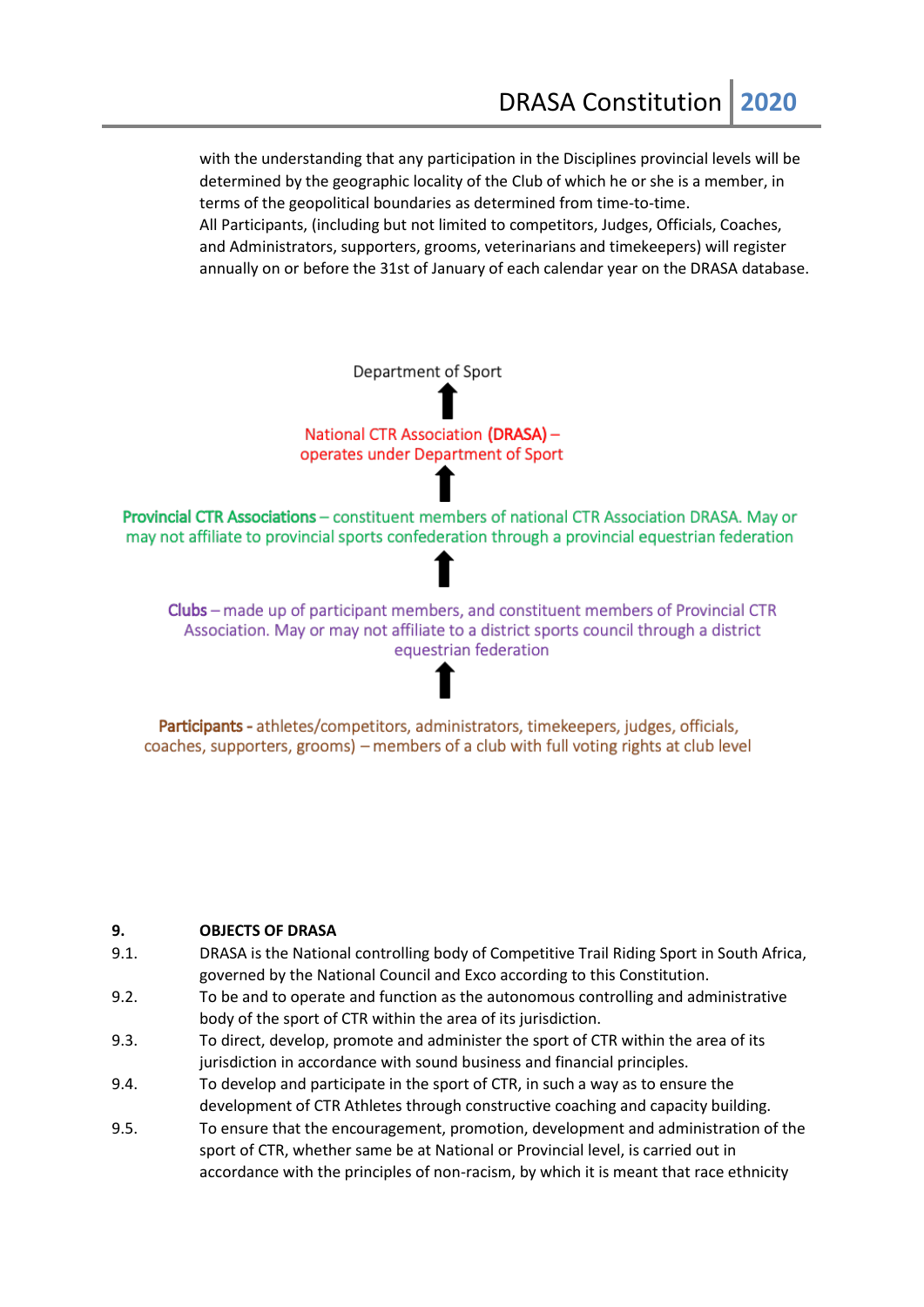with the understanding that any participation in the Disciplines provincial levels will be determined by the geographic locality of the Club of which he or she is a member, in terms of the geopolitical boundaries as determined from time-to-time.
All Participants, (including but not limited to competitors, Judges, Officials, Coaches, and Administrators, supporters, grooms, veterinarians and timekeepers) will register annually on or before the 31st of January of each calendar year on the DRASA database.

Department of Sport

⬆

National CTR Association **(DRASA)** – operates under Department of Sport

⬆

**Provincial CTR Associations** – constituent members of national CTR Association DRASA. May or may not affiliate to provincial sports confederation through a provincial equestrian federation

⬆

**Clubs** – made up of participant members, and constituent members of Provincial CTR Association. May or may not affiliate to a district sports council through a district equestrian federation

⬆

**Participants -** athletes/competitors, administrators, timekeepers, judges, officials, coaches, supporters, grooms) – members of a club with full voting rights at club level

## 9. OBJECTS OF DRASA

9.1. DRASA is the National controlling body of Competitive Trail Riding Sport in South Africa, governed by the National Council and Exco according to this Constitution.

9.2. To be and to operate and function as the autonomous controlling and administrative body of the sport of CTR within the area of its jurisdiction.

9.3. To direct, develop, promote and administer the sport of CTR within the area of its jurisdiction in accordance with sound business and financial principles.

9.4. To develop and participate in the sport of CTR, in such a way as to ensure the development of CTR Athletes through constructive coaching and capacity building.

9.5. To ensure that the encouragement, promotion, development and administration of the sport of CTR, whether same be at National or Provincial level, is carried out in accordance with the principles of non-racism, by which it is meant that race ethnicity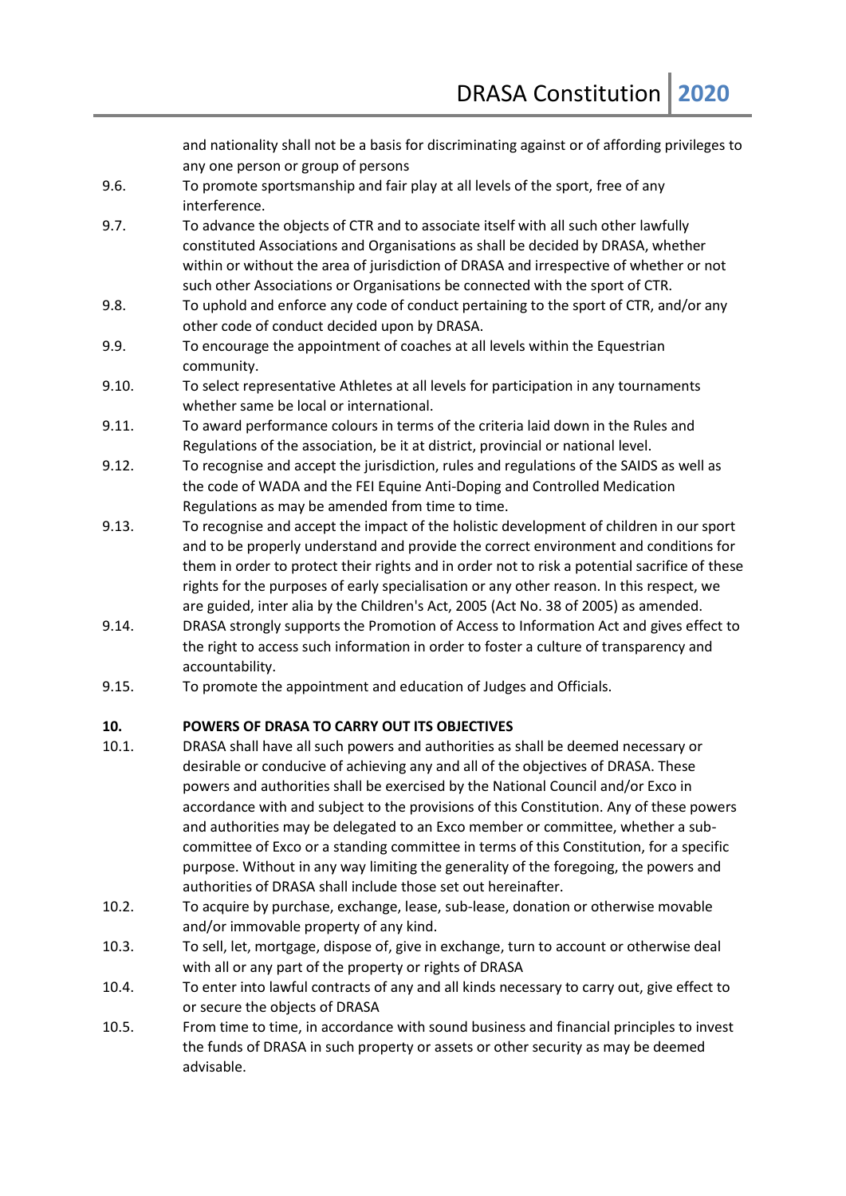and nationality shall not be a basis for discriminating against or of affording privileges to any one person or group of persons

9.6. To promote sportsmanship and fair play at all levels of the sport, free of any interference.

9.7. To advance the objects of CTR and to associate itself with all such other lawfully constituted Associations and Organisations as shall be decided by DRASA, whether within or without the area of jurisdiction of DRASA and irrespective of whether or not such other Associations or Organisations be connected with the sport of CTR.

9.8. To uphold and enforce any code of conduct pertaining to the sport of CTR, and/or any other code of conduct decided upon by DRASA.

9.9. To encourage the appointment of coaches at all levels within the Equestrian community.

9.10. To select representative Athletes at all levels for participation in any tournaments whether same be local or international.

9.11. To award performance colours in terms of the criteria laid down in the Rules and Regulations of the association, be it at district, provincial or national level.

9.12. To recognise and accept the jurisdiction, rules and regulations of the SAIDS as well as the code of WADA and the FEI Equine Anti-Doping and Controlled Medication Regulations as may be amended from time to time.

9.13. To recognise and accept the impact of the holistic development of children in our sport and to be properly understand and provide the correct environment and conditions for them in order to protect their rights and in order not to risk a potential sacrifice of these rights for the purposes of early specialisation or any other reason. In this respect, we are guided, inter alia by the Children's Act, 2005 (Act No. 38 of 2005) as amended.

9.14. DRASA strongly supports the Promotion of Access to Information Act and gives effect to the right to access such information in order to foster a culture of transparency and accountability.

9.15. To promote the appointment and education of Judges and Officials.

## 10. POWERS OF DRASA TO CARRY OUT ITS OBJECTIVES

10.1. DRASA shall have all such powers and authorities as shall be deemed necessary or desirable or conducive of achieving any and all of the objectives of DRASA. These powers and authorities shall be exercised by the National Council and/or Exco in accordance with and subject to the provisions of this Constitution. Any of these powers and authorities may be delegated to an Exco member or committee, whether a sub-committee of Exco or a standing committee in terms of this Constitution, for a specific purpose. Without in any way limiting the generality of the foregoing, the powers and authorities of DRASA shall include those set out hereinafter.

10.2. To acquire by purchase, exchange, lease, sub-lease, donation or otherwise movable and/or immovable property of any kind.

10.3. To sell, let, mortgage, dispose of, give in exchange, turn to account or otherwise deal with all or any part of the property or rights of DRASA

10.4. To enter into lawful contracts of any and all kinds necessary to carry out, give effect to or secure the objects of DRASA

10.5. From time to time, in accordance with sound business and financial principles to invest the funds of DRASA in such property or assets or other security as may be deemed advisable.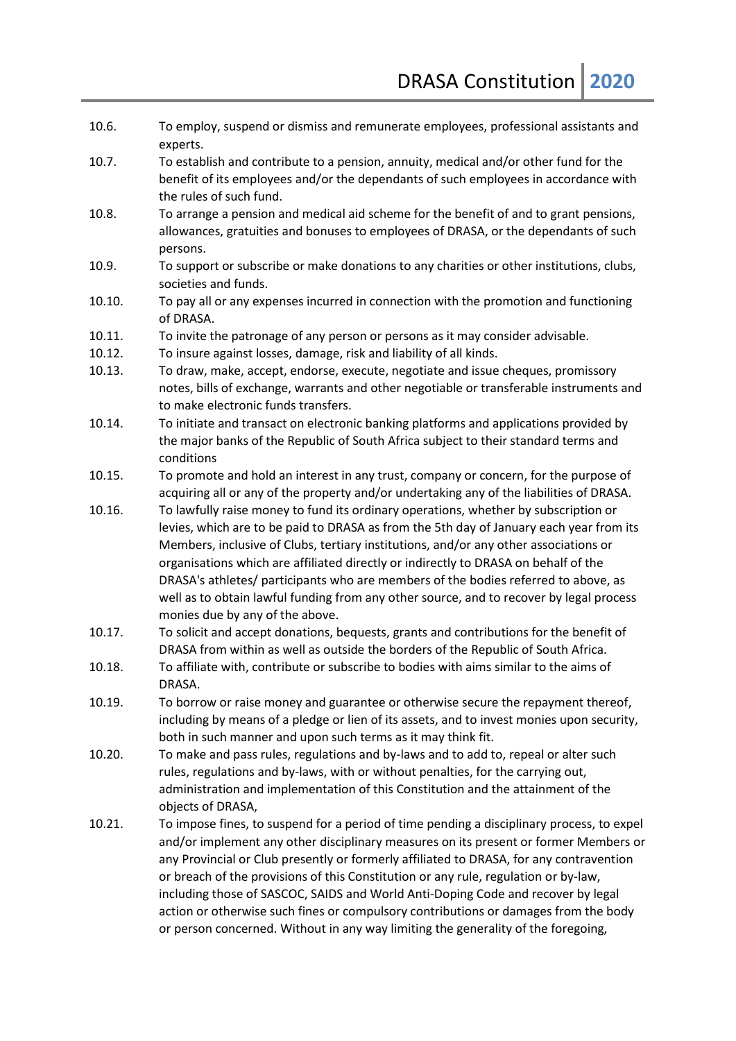10.6. To employ, suspend or dismiss and remunerate employees, professional assistants and experts.

10.7. To establish and contribute to a pension, annuity, medical and/or other fund for the benefit of its employees and/or the dependants of such employees in accordance with the rules of such fund.

10.8. To arrange a pension and medical aid scheme for the benefit of and to grant pensions, allowances, gratuities and bonuses to employees of DRASA, or the dependants of such persons.

10.9. To support or subscribe or make donations to any charities or other institutions, clubs, societies and funds.

10.10. To pay all or any expenses incurred in connection with the promotion and functioning of DRASA.

10.11. To invite the patronage of any person or persons as it may consider advisable.

10.12. To insure against losses, damage, risk and liability of all kinds.

10.13. To draw, make, accept, endorse, execute, negotiate and issue cheques, promissory notes, bills of exchange, warrants and other negotiable or transferable instruments and to make electronic funds transfers.

10.14. To initiate and transact on electronic banking platforms and applications provided by the major banks of the Republic of South Africa subject to their standard terms and conditions

10.15. To promote and hold an interest in any trust, company or concern, for the purpose of acquiring all or any of the property and/or undertaking any of the liabilities of DRASA.

10.16. To lawfully raise money to fund its ordinary operations, whether by subscription or levies, which are to be paid to DRASA as from the 5th day of January each year from its Members, inclusive of Clubs, tertiary institutions, and/or any other associations or organisations which are affiliated directly or indirectly to DRASA on behalf of the DRASA's athletes/ participants who are members of the bodies referred to above, as well as to obtain lawful funding from any other source, and to recover by legal process monies due by any of the above.

10.17. To solicit and accept donations, bequests, grants and contributions for the benefit of DRASA from within as well as outside the borders of the Republic of South Africa.

10.18. To affiliate with, contribute or subscribe to bodies with aims similar to the aims of DRASA.

10.19. To borrow or raise money and guarantee or otherwise secure the repayment thereof, including by means of a pledge or lien of its assets, and to invest monies upon security, both in such manner and upon such terms as it may think fit.

10.20. To make and pass rules, regulations and by-laws and to add to, repeal or alter such rules, regulations and by-laws, with or without penalties, for the carrying out, administration and implementation of this Constitution and the attainment of the objects of DRASA,

10.21. To impose fines, to suspend for a period of time pending a disciplinary process, to expel and/or implement any other disciplinary measures on its present or former Members or any Provincial or Club presently or formerly affiliated to DRASA, for any contravention or breach of the provisions of this Constitution or any rule, regulation or by-law, including those of SASCOC, SAIDS and World Anti-Doping Code and recover by legal action or otherwise such fines or compulsory contributions or damages from the body or person concerned. Without in any way limiting the generality of the foregoing,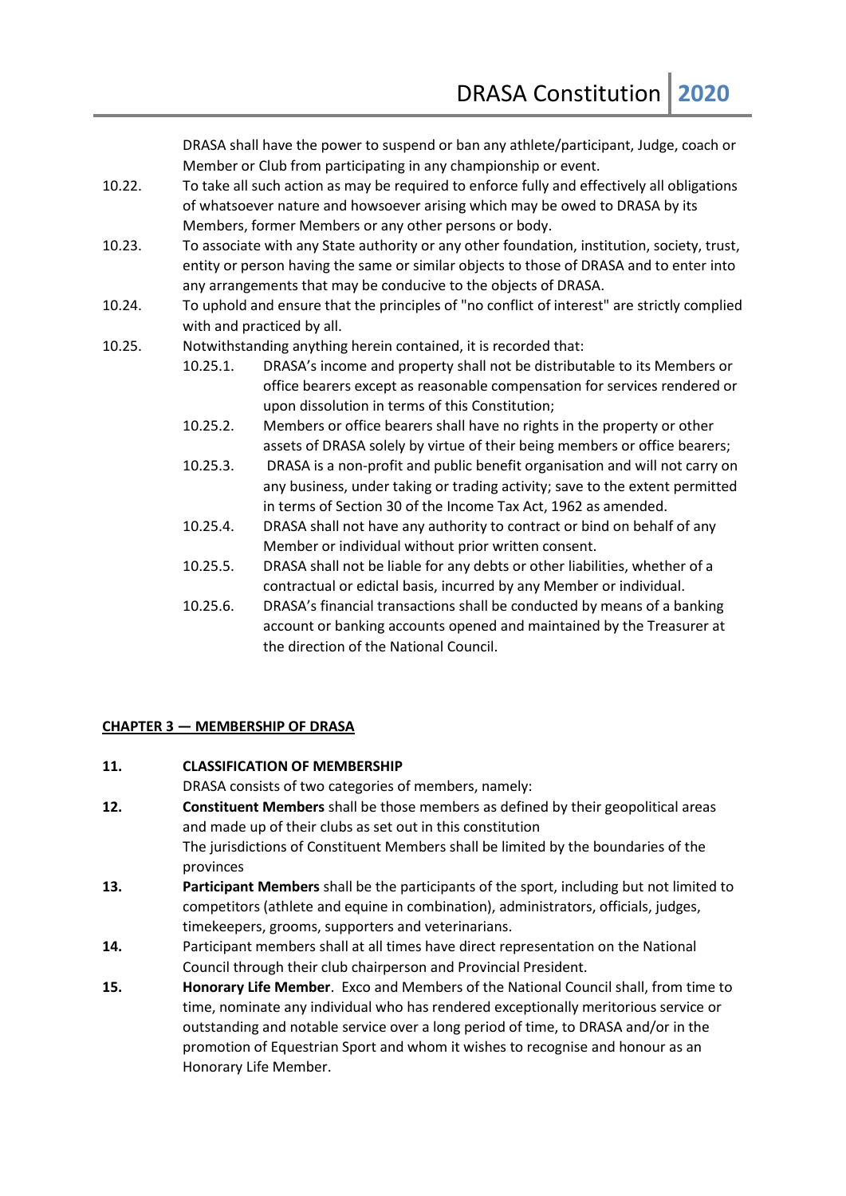DRASA shall have the power to suspend or ban any athlete/participant, Judge, coach or Member or Club from participating in any championship or event.

10.22. To take all such action as may be required to enforce fully and effectively all obligations of whatsoever nature and howsoever arising which may be owed to DRASA by its Members, former Members or any other persons or body.

10.23. To associate with any State authority or any other foundation, institution, society, trust, entity or person having the same or similar objects to those of DRASA and to enter into any arrangements that may be conducive to the objects of DRASA.

10.24. To uphold and ensure that the principles of "no conflict of interest" are strictly complied with and practiced by all.

10.25. Notwithstanding anything herein contained, it is recorded that:

- 10.25.1. DRASA's income and property shall not be distributable to its Members or office bearers except as reasonable compensation for services rendered or upon dissolution in terms of this Constitution;
- 10.25.2. Members or office bearers shall have no rights in the property or other assets of DRASA solely by virtue of their being members or office bearers;
- 10.25.3. DRASA is a non-profit and public benefit organisation and will not carry on any business, under taking or trading activity; save to the extent permitted in terms of Section 30 of the Income Tax Act, 1962 as amended.
- 10.25.4. DRASA shall not have any authority to contract or bind on behalf of any Member or individual without prior written consent.
- 10.25.5. DRASA shall not be liable for any debts or other liabilities, whether of a contractual or edictal basis, incurred by any Member or individual.
- 10.25.6. DRASA's financial transactions shall be conducted by means of a banking account or banking accounts opened and maintained by the Treasurer at the direction of the National Council.

## CHAPTER 3 — MEMBERSHIP OF DRASA

**11. CLASSIFICATION OF MEMBERSHIP**

DRASA consists of two categories of members, namely:

**12.** **Constituent Members** shall be those members as defined by their geopolitical areas and made up of their clubs as set out in this constitution

The jurisdictions of Constituent Members shall be limited by the boundaries of the provinces

**13.** **Participant Members** shall be the participants of the sport, including but not limited to competitors (athlete and equine in combination), administrators, officials, judges, timekeepers, grooms, supporters and veterinarians.

**14.** Participant members shall at all times have direct representation on the National Council through their club chairperson and Provincial President.

**15.** **Honorary Life Member**. Exco and Members of the National Council shall, from time to time, nominate any individual who has rendered exceptionally meritorious service or outstanding and notable service over a long period of time, to DRASA and/or in the promotion of Equestrian Sport and whom it wishes to recognise and honour as an Honorary Life Member.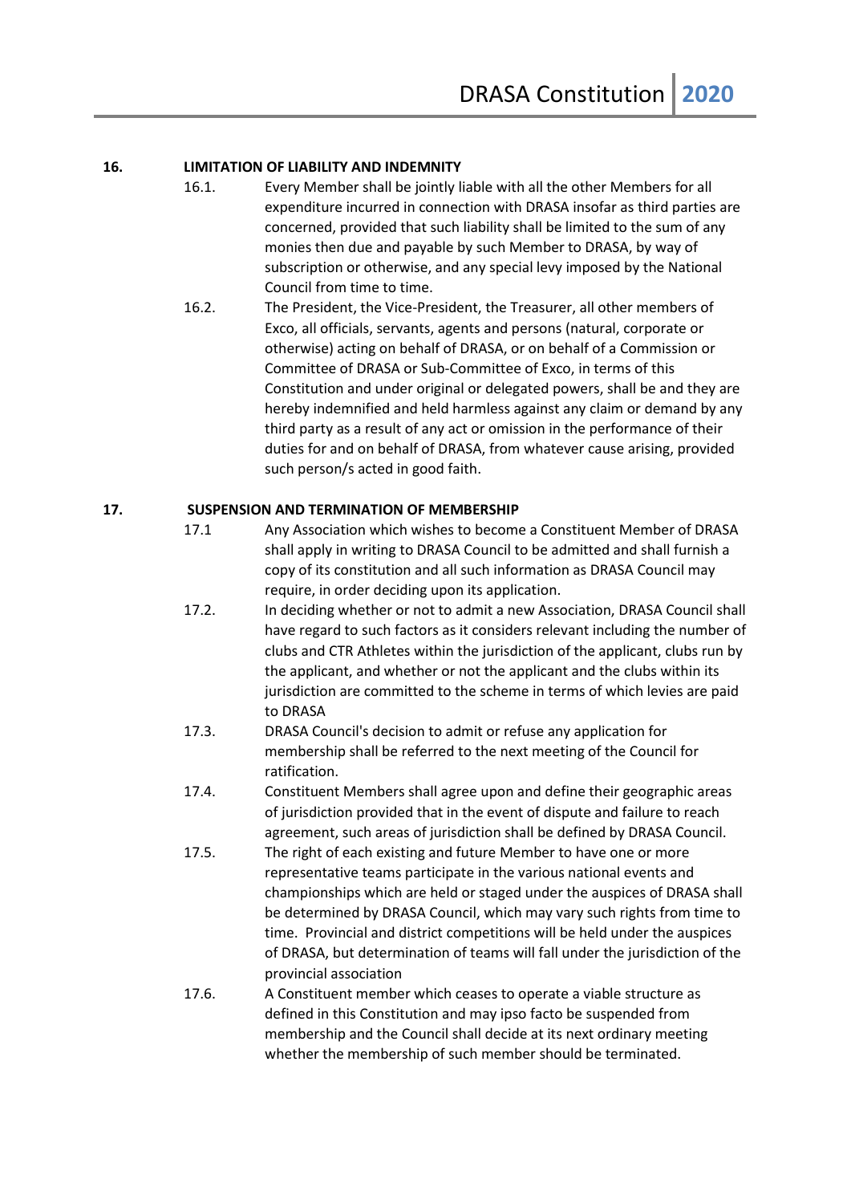## 16. LIMITATION OF LIABILITY AND INDEMNITY

16.1. Every Member shall be jointly liable with all the other Members for all expenditure incurred in connection with DRASA insofar as third parties are concerned, provided that such liability shall be limited to the sum of any monies then due and payable by such Member to DRASA, by way of subscription or otherwise, and any special levy imposed by the National Council from time to time.

16.2. The President, the Vice-President, the Treasurer, all other members of Exco, all officials, servants, agents and persons (natural, corporate or otherwise) acting on behalf of DRASA, or on behalf of a Commission or Committee of DRASA or Sub-Committee of Exco, in terms of this Constitution and under original or delegated powers, shall be and they are hereby indemnified and held harmless against any claim or demand by any third party as a result of any act or omission in the performance of their duties for and on behalf of DRASA, from whatever cause arising, provided such person/s acted in good faith.

## 17. SUSPENSION AND TERMINATION OF MEMBERSHIP

17.1 Any Association which wishes to become a Constituent Member of DRASA shall apply in writing to DRASA Council to be admitted and shall furnish a copy of its constitution and all such information as DRASA Council may require, in order deciding upon its application.

17.2. In deciding whether or not to admit a new Association, DRASA Council shall have regard to such factors as it considers relevant including the number of clubs and CTR Athletes within the jurisdiction of the applicant, clubs run by the applicant, and whether or not the applicant and the clubs within its jurisdiction are committed to the scheme in terms of which levies are paid to DRASA

17.3. DRASA Council's decision to admit or refuse any application for membership shall be referred to the next meeting of the Council for ratification.

17.4. Constituent Members shall agree upon and define their geographic areas of jurisdiction provided that in the event of dispute and failure to reach agreement, such areas of jurisdiction shall be defined by DRASA Council.

17.5. The right of each existing and future Member to have one or more representative teams participate in the various national events and championships which are held or staged under the auspices of DRASA shall be determined by DRASA Council, which may vary such rights from time to time. Provincial and district competitions will be held under the auspices of DRASA, but determination of teams will fall under the jurisdiction of the provincial association

17.6. A Constituent member which ceases to operate a viable structure as defined in this Constitution and may ipso facto be suspended from membership and the Council shall decide at its next ordinary meeting whether the membership of such member should be terminated.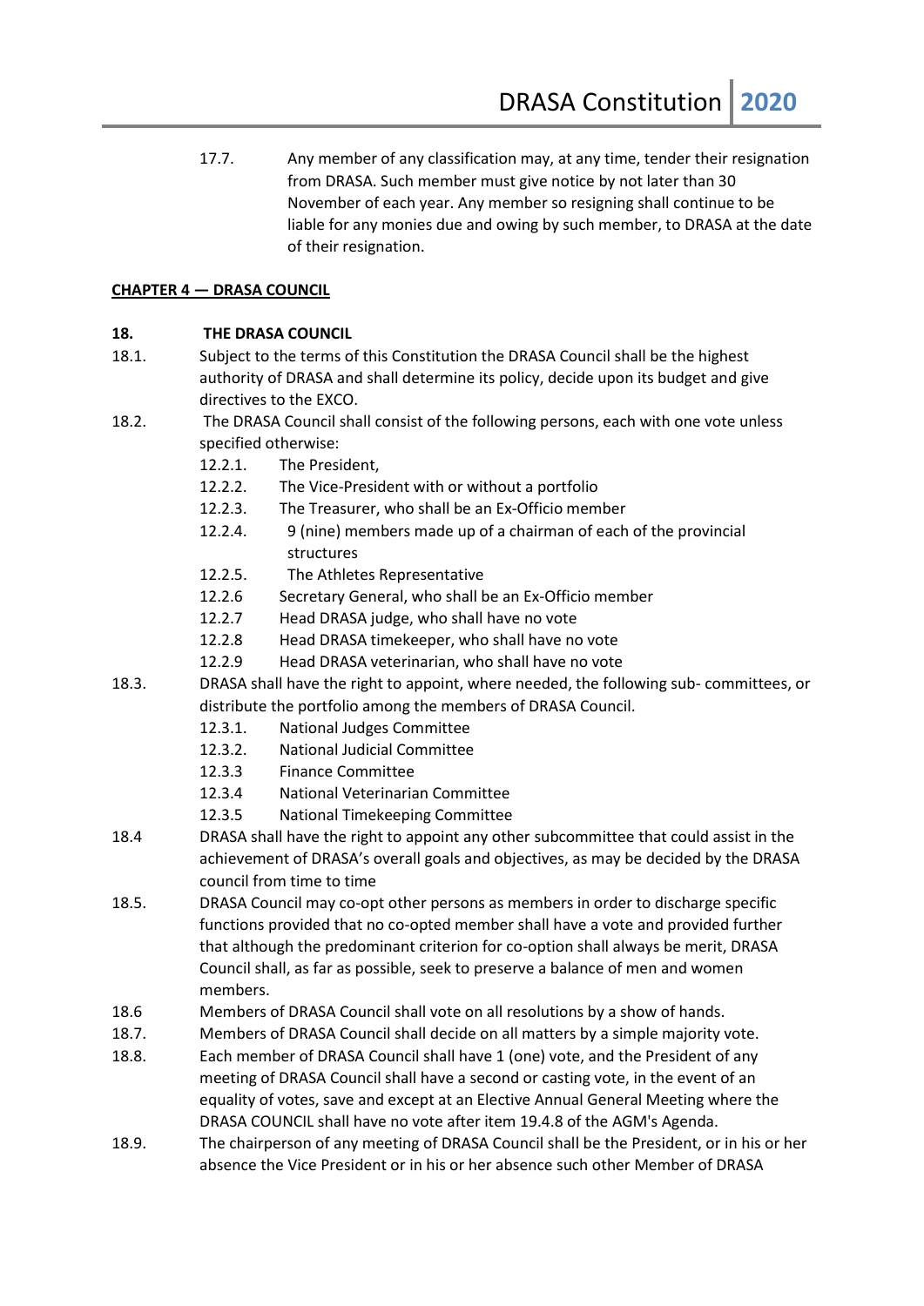17.7. Any member of any classification may, at any time, tender their resignation from DRASA. Such member must give notice by not later than 30 November of each year. Any member so resigning shall continue to be liable for any monies due and owing by such member, to DRASA at the date of their resignation.

## CHAPTER 4 — DRASA COUNCIL

### 18. THE DRASA COUNCIL

18.1. Subject to the terms of this Constitution the DRASA Council shall be the highest authority of DRASA and shall determine its policy, decide upon its budget and give directives to the EXCO.

18.2. The DRASA Council shall consist of the following persons, each with one vote unless specified otherwise:

- 12.2.1. The President,
- 12.2.2. The Vice-President with or without a portfolio
- 12.2.3. The Treasurer, who shall be an Ex-Officio member
- 12.2.4. 9 (nine) members made up of a chairman of each of the provincial structures
- 12.2.5. The Athletes Representative
- 12.2.6 Secretary General, who shall be an Ex-Officio member
- 12.2.7 Head DRASA judge, who shall have no vote
- 12.2.8 Head DRASA timekeeper, who shall have no vote
- 12.2.9 Head DRASA veterinarian, who shall have no vote

18.3. DRASA shall have the right to appoint, where needed, the following sub- committees, or distribute the portfolio among the members of DRASA Council.

- 12.3.1. National Judges Committee
- 12.3.2. National Judicial Committee
- 12.3.3 Finance Committee
- 12.3.4 National Veterinarian Committee
- 12.3.5 National Timekeeping Committee

18.4 DRASA shall have the right to appoint any other subcommittee that could assist in the achievement of DRASA's overall goals and objectives, as may be decided by the DRASA council from time to time

18.5. DRASA Council may co-opt other persons as members in order to discharge specific functions provided that no co-opted member shall have a vote and provided further that although the predominant criterion for co-option shall always be merit, DRASA Council shall, as far as possible, seek to preserve a balance of men and women members.

18.6 Members of DRASA Council shall vote on all resolutions by a show of hands.

18.7. Members of DRASA Council shall decide on all matters by a simple majority vote.

18.8. Each member of DRASA Council shall have 1 (one) vote, and the President of any meeting of DRASA Council shall have a second or casting vote, in the event of an equality of votes, save and except at an Elective Annual General Meeting where the DRASA COUNCIL shall have no vote after item 19.4.8 of the AGM's Agenda.

18.9. The chairperson of any meeting of DRASA Council shall be the President, or in his or her absence the Vice President or in his or her absence such other Member of DRASA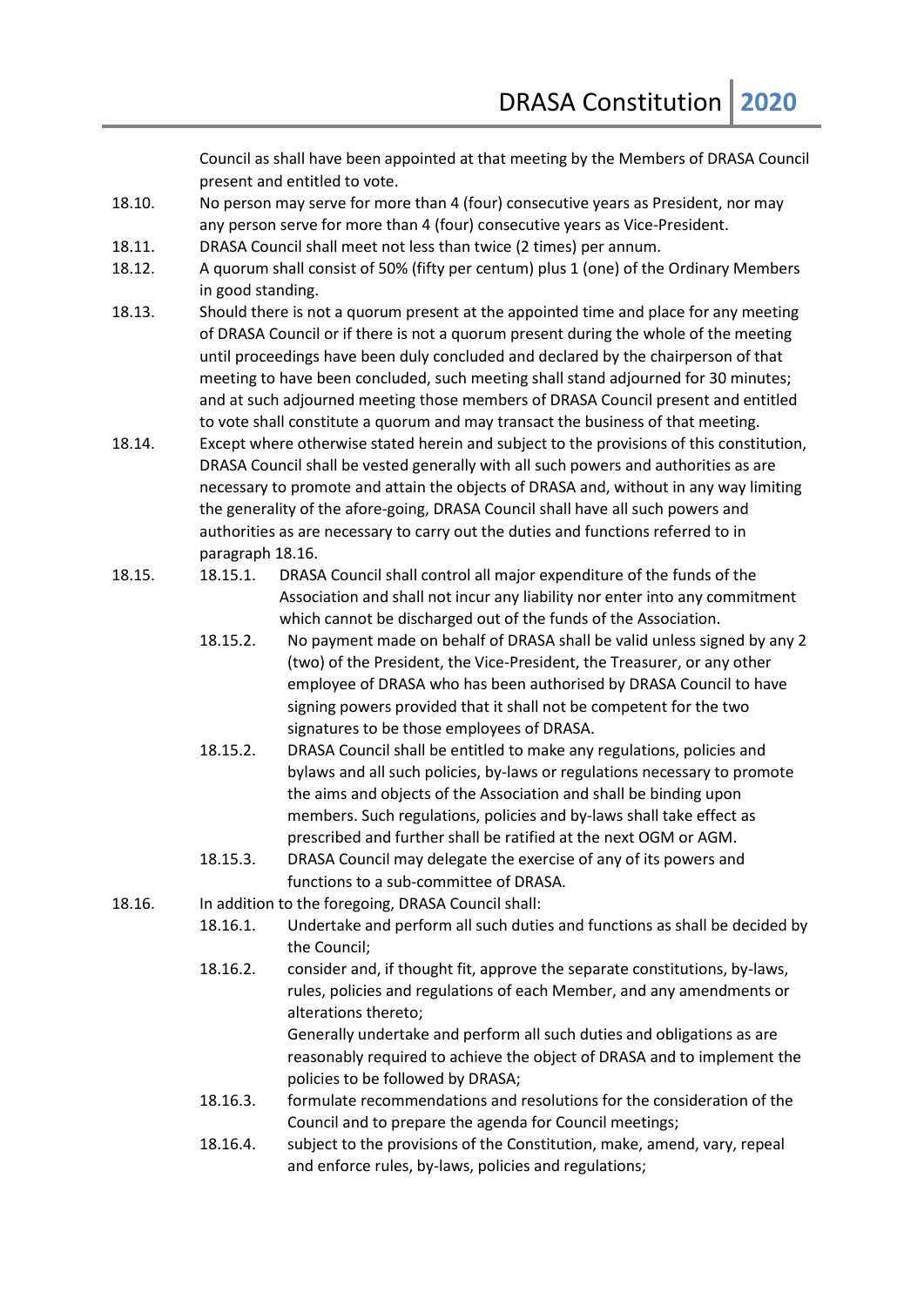Council as shall have been appointed at that meeting by the Members of DRASA Council present and entitled to vote.

18.10. No person may serve for more than 4 (four) consecutive years as President, nor may any person serve for more than 4 (four) consecutive years as Vice-President.

18.11. DRASA Council shall meet not less than twice (2 times) per annum.

18.12. A quorum shall consist of 50% (fifty per centum) plus 1 (one) of the Ordinary Members in good standing.

18.13. Should there is not a quorum present at the appointed time and place for any meeting of DRASA Council or if there is not a quorum present during the whole of the meeting until proceedings have been duly concluded and declared by the chairperson of that meeting to have been concluded, such meeting shall stand adjourned for 30 minutes; and at such adjourned meeting those members of DRASA Council present and entitled to vote shall constitute a quorum and may transact the business of that meeting.

18.14. Except where otherwise stated herein and subject to the provisions of this constitution, DRASA Council shall be vested generally with all such powers and authorities as are necessary to promote and attain the objects of DRASA and, without in any way limiting the generality of the afore-going, DRASA Council shall have all such powers and authorities as are necessary to carry out the duties and functions referred to in paragraph 18.16.

18.15.
- 18.15.1. DRASA Council shall control all major expenditure of the funds of the Association and shall not incur any liability nor enter into any commitment which cannot be discharged out of the funds of the Association.
- 18.15.2. No payment made on behalf of DRASA shall be valid unless signed by any 2 (two) of the President, the Vice-President, the Treasurer, or any other employee of DRASA who has been authorised by DRASA Council to have signing powers provided that it shall not be competent for the two signatures to be those employees of DRASA.
- 18.15.2. DRASA Council shall be entitled to make any regulations, policies and bylaws and all such policies, by-laws or regulations necessary to promote the aims and objects of the Association and shall be binding upon members. Such regulations, policies and by-laws shall take effect as prescribed and further shall be ratified at the next OGM or AGM.
- 18.15.3. DRASA Council may delegate the exercise of any of its powers and functions to a sub-committee of DRASA.

18.16. In addition to the foregoing, DRASA Council shall:
- 18.16.1. Undertake and perform all such duties and functions as shall be decided by the Council;
- 18.16.2. consider and, if thought fit, approve the separate constitutions, by-laws, rules, policies and regulations of each Member, and any amendments or alterations thereto;
  Generally undertake and perform all such duties and obligations as are reasonably required to achieve the object of DRASA and to implement the policies to be followed by DRASA;
- 18.16.3. formulate recommendations and resolutions for the consideration of the Council and to prepare the agenda for Council meetings;
- 18.16.4. subject to the provisions of the Constitution, make, amend, vary, repeal and enforce rules, by-laws, policies and regulations;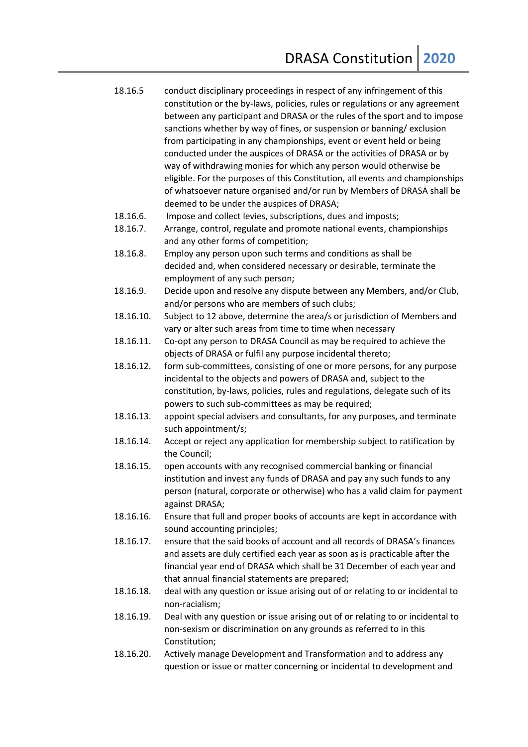18.16.5 conduct disciplinary proceedings in respect of any infringement of this constitution or the by-laws, policies, rules or regulations or any agreement between any participant and DRASA or the rules of the sport and to impose sanctions whether by way of fines, or suspension or banning/ exclusion from participating in any championships, event or event held or being conducted under the auspices of DRASA or the activities of DRASA or by way of withdrawing monies for which any person would otherwise be eligible. For the purposes of this Constitution, all events and championships of whatsoever nature organised and/or run by Members of DRASA shall be deemed to be under the auspices of DRASA;

18.16.6. Impose and collect levies, subscriptions, dues and imposts;

18.16.7. Arrange, control, regulate and promote national events, championships and any other forms of competition;

18.16.8. Employ any person upon such terms and conditions as shall be decided and, when considered necessary or desirable, terminate the employment of any such person;

18.16.9. Decide upon and resolve any dispute between any Members, and/or Club, and/or persons who are members of such clubs;

18.16.10. Subject to 12 above, determine the area/s or jurisdiction of Members and vary or alter such areas from time to time when necessary

18.16.11. Co-opt any person to DRASA Council as may be required to achieve the objects of DRASA or fulfil any purpose incidental thereto;

18.16.12. form sub-committees, consisting of one or more persons, for any purpose incidental to the objects and powers of DRASA and, subject to the constitution, by-laws, policies, rules and regulations, delegate such of its powers to such sub-committees as may be required;

18.16.13. appoint special advisers and consultants, for any purposes, and terminate such appointment/s;

18.16.14. Accept or reject any application for membership subject to ratification by the Council;

18.16.15. open accounts with any recognised commercial banking or financial institution and invest any funds of DRASA and pay any such funds to any person (natural, corporate or otherwise) who has a valid claim for payment against DRASA;

18.16.16. Ensure that full and proper books of accounts are kept in accordance with sound accounting principles;

18.16.17. ensure that the said books of account and all records of DRASA's finances and assets are duly certified each year as soon as is practicable after the financial year end of DRASA which shall be 31 December of each year and that annual financial statements are prepared;

18.16.18. deal with any question or issue arising out of or relating to or incidental to non-racialism;

18.16.19. Deal with any question or issue arising out of or relating to or incidental to non-sexism or discrimination on any grounds as referred to in this Constitution;

18.16.20. Actively manage Development and Transformation and to address any question or issue or matter concerning or incidental to development and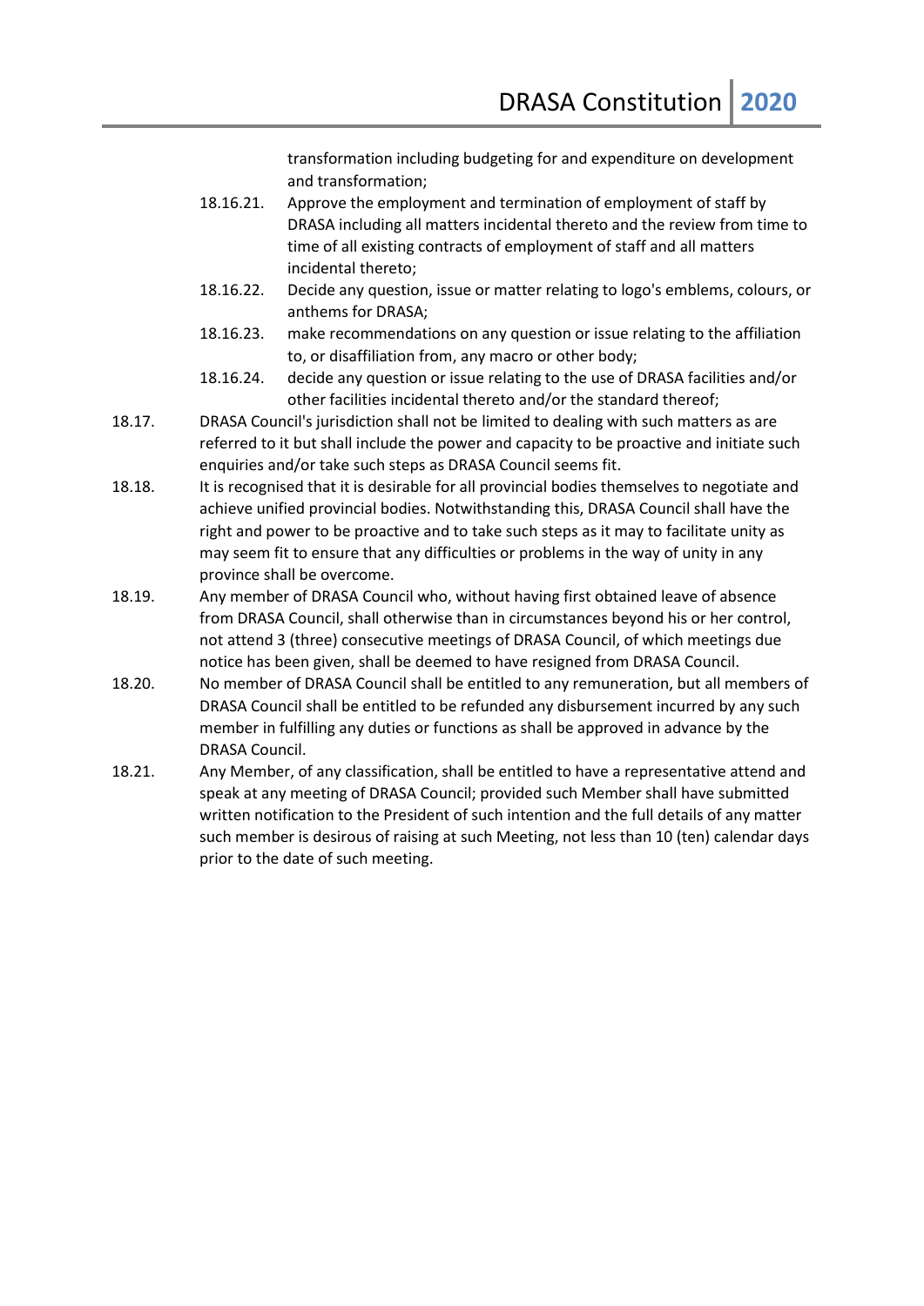transformation including budgeting for and expenditure on development and transformation;

18.16.21. Approve the employment and termination of employment of staff by DRASA including all matters incidental thereto and the review from time to time of all existing contracts of employment of staff and all matters incidental thereto;

18.16.22. Decide any question, issue or matter relating to logo's emblems, colours, or anthems for DRASA;

18.16.23. make recommendations on any question or issue relating to the affiliation to, or disaffiliation from, any macro or other body;

18.16.24. decide any question or issue relating to the use of DRASA facilities and/or other facilities incidental thereto and/or the standard thereof;

18.17. DRASA Council's jurisdiction shall not be limited to dealing with such matters as are referred to it but shall include the power and capacity to be proactive and initiate such enquiries and/or take such steps as DRASA Council seems fit.

18.18. It is recognised that it is desirable for all provincial bodies themselves to negotiate and achieve unified provincial bodies. Notwithstanding this, DRASA Council shall have the right and power to be proactive and to take such steps as it may to facilitate unity as may seem fit to ensure that any difficulties or problems in the way of unity in any province shall be overcome.

18.19. Any member of DRASA Council who, without having first obtained leave of absence from DRASA Council, shall otherwise than in circumstances beyond his or her control, not attend 3 (three) consecutive meetings of DRASA Council, of which meetings due notice has been given, shall be deemed to have resigned from DRASA Council.

18.20. No member of DRASA Council shall be entitled to any remuneration, but all members of DRASA Council shall be entitled to be refunded any disbursement incurred by any such member in fulfilling any duties or functions as shall be approved in advance by the DRASA Council.

18.21. Any Member, of any classification, shall be entitled to have a representative attend and speak at any meeting of DRASA Council; provided such Member shall have submitted written notification to the President of such intention and the full details of any matter such member is desirous of raising at such Meeting, not less than 10 (ten) calendar days prior to the date of such meeting.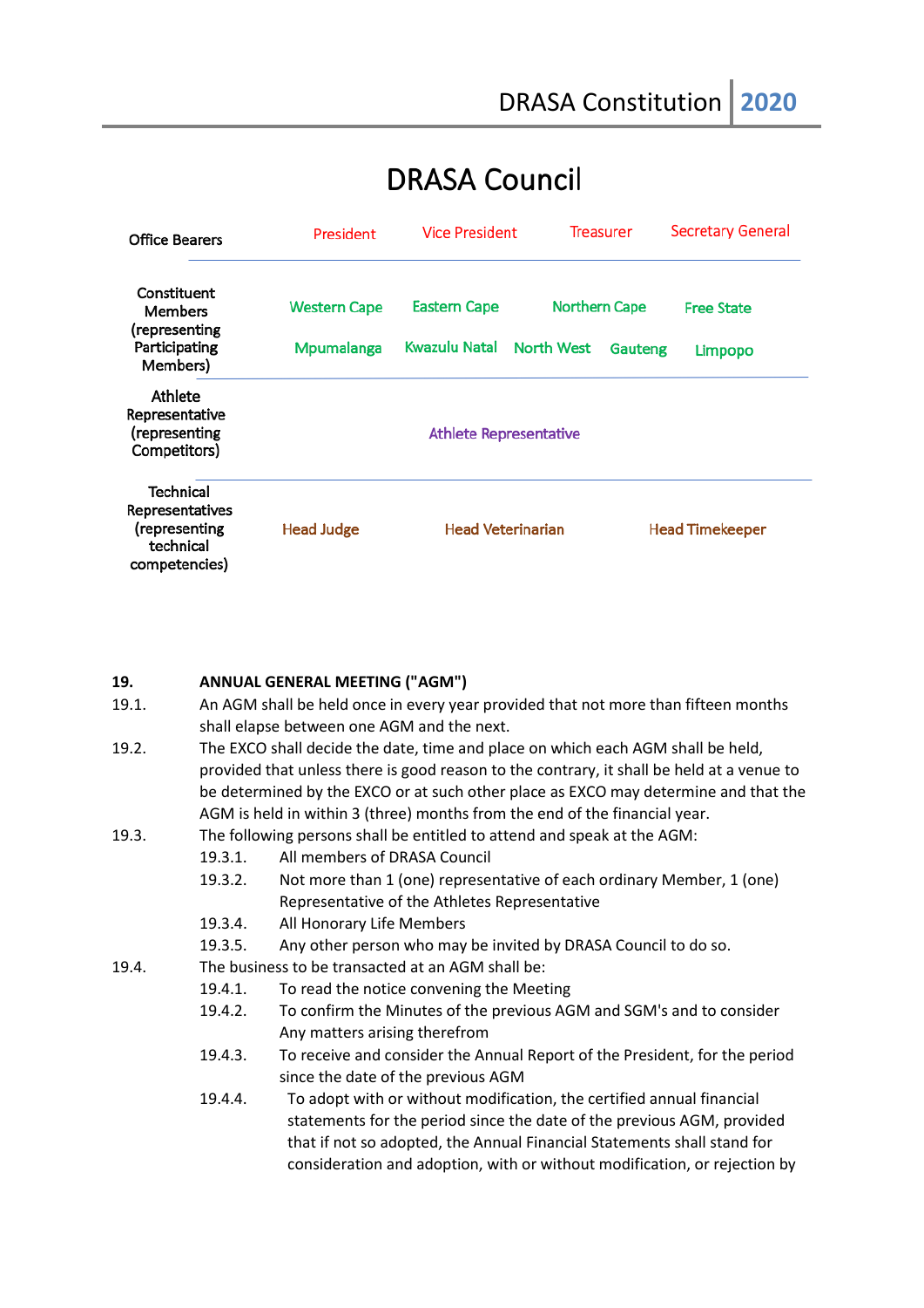# DRASA Council

| | | | | |
|---|---|---|---|---|
| Office Bearers | President | Vice President | Treasurer | Secretary General |
| Constituent Members (representing Participating Members) | Western Cape | Eastern Cape | Northern Cape | Free State |
| | Mpumalanga | Kwazulu Natal | North West / Gauteng | Limpopo |
| Athlete Representative (representing Competitors) | Athlete Representative | | | |
| Technical Representatives (representing technical competencies) | Head Judge | Head Veterinarian | Head Timekeeper | |

**19. ANNUAL GENERAL MEETING ("AGM")**

19.1. An AGM shall be held once in every year provided that not more than fifteen months shall elapse between one AGM and the next.

19.2. The EXCO shall decide the date, time and place on which each AGM shall be held, provided that unless there is good reason to the contrary, it shall be held at a venue to be determined by the EXCO or at such other place as EXCO may determine and that the AGM is held in within 3 (three) months from the end of the financial year.

19.3. The following persons shall be entitled to attend and speak at the AGM:

- 19.3.1. All members of DRASA Council
- 19.3.2. Not more than 1 (one) representative of each ordinary Member, 1 (one) Representative of the Athletes Representative
- 19.3.4. All Honorary Life Members
- 19.3.5. Any other person who may be invited by DRASA Council to do so.

19.4. The business to be transacted at an AGM shall be:

- 19.4.1. To read the notice convening the Meeting
- 19.4.2. To confirm the Minutes of the previous AGM and SGM's and to consider Any matters arising therefrom
- 19.4.3. To receive and consider the Annual Report of the President, for the period since the date of the previous AGM
- 19.4.4. To adopt with or without modification, the certified annual financial statements for the period since the date of the previous AGM, provided that if not so adopted, the Annual Financial Statements shall stand for consideration and adoption, with or without modification, or rejection by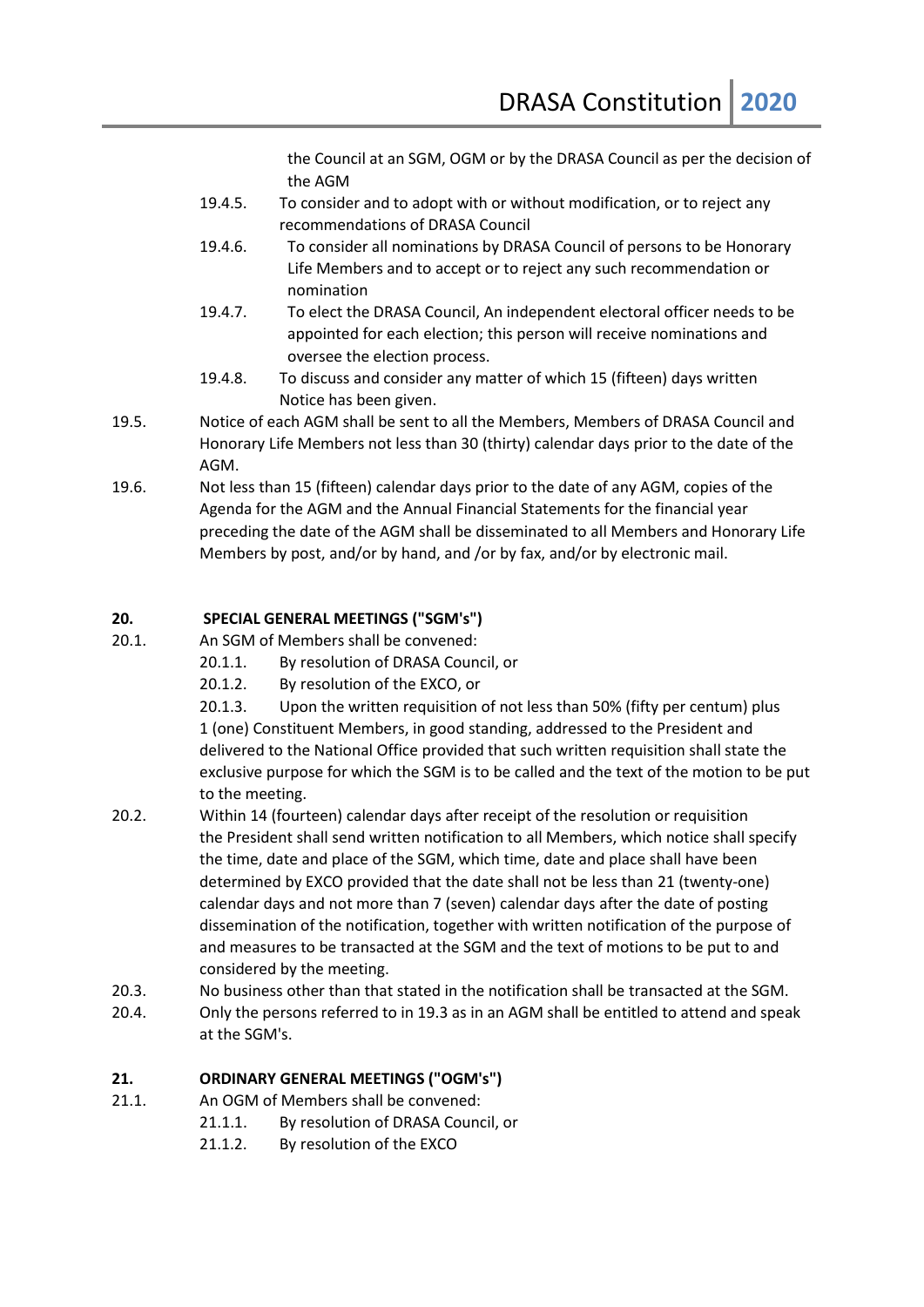the Council at an SGM, OGM or by the DRASA Council as per the decision of the AGM

19.4.5. To consider and to adopt with or without modification, or to reject any recommendations of DRASA Council

19.4.6. To consider all nominations by DRASA Council of persons to be Honorary Life Members and to accept or to reject any such recommendation or nomination

19.4.7. To elect the DRASA Council, An independent electoral officer needs to be appointed for each election; this person will receive nominations and oversee the election process.

19.4.8. To discuss and consider any matter of which 15 (fifteen) days written Notice has been given.

19.5. Notice of each AGM shall be sent to all the Members, Members of DRASA Council and Honorary Life Members not less than 30 (thirty) calendar days prior to the date of the AGM.

19.6. Not less than 15 (fifteen) calendar days prior to the date of any AGM, copies of the Agenda for the AGM and the Annual Financial Statements for the financial year preceding the date of the AGM shall be disseminated to all Members and Honorary Life Members by post, and/or by hand, and /or by fax, and/or by electronic mail.

**20. SPECIAL GENERAL MEETINGS ("SGM's")**

20.1. An SGM of Members shall be convened:

20.1.1. By resolution of DRASA Council, or

20.1.2. By resolution of the EXCO, or

20.1.3. Upon the written requisition of not less than 50% (fifty per centum) plus 1 (one) Constituent Members, in good standing, addressed to the President and delivered to the National Office provided that such written requisition shall state the exclusive purpose for which the SGM is to be called and the text of the motion to be put to the meeting.

20.2. Within 14 (fourteen) calendar days after receipt of the resolution or requisition the President shall send written notification to all Members, which notice shall specify the time, date and place of the SGM, which time, date and place shall have been determined by EXCO provided that the date shall not be less than 21 (twenty-one) calendar days and not more than 7 (seven) calendar days after the date of posting dissemination of the notification, together with written notification of the purpose of and measures to be transacted at the SGM and the text of motions to be put to and considered by the meeting.

20.3. No business other than that stated in the notification shall be transacted at the SGM.

20.4. Only the persons referred to in 19.3 as in an AGM shall be entitled to attend and speak at the SGM's.

**21. ORDINARY GENERAL MEETINGS ("OGM's")**

21.1. An OGM of Members shall be convened:

21.1.1. By resolution of DRASA Council, or

21.1.2. By resolution of the EXCO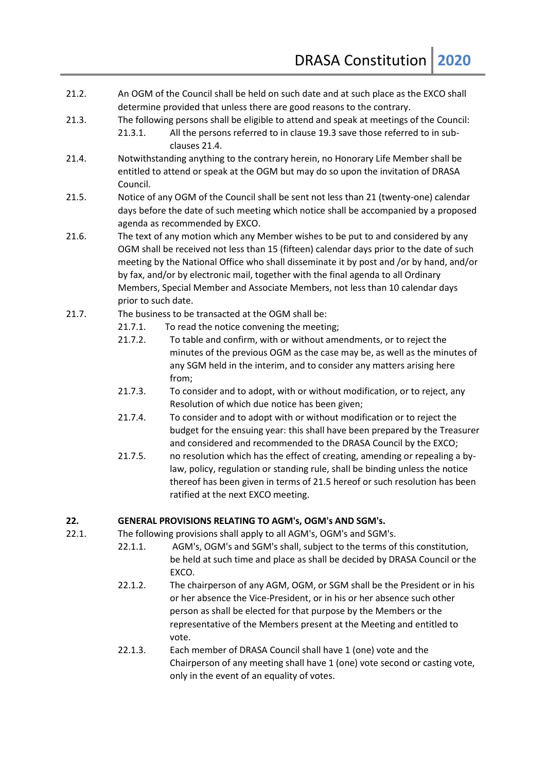21.2. An OGM of the Council shall be held on such date and at such place as the EXCO shall determine provided that unless there are good reasons to the contrary.

21.3. The following persons shall be eligible to attend and speak at meetings of the Council:

- 21.3.1. All the persons referred to in clause 19.3 save those referred to in sub-clauses 21.4.

21.4. Notwithstanding anything to the contrary herein, no Honorary Life Member shall be entitled to attend or speak at the OGM but may do so upon the invitation of DRASA Council.

21.5. Notice of any OGM of the Council shall be sent not less than 21 (twenty-one) calendar days before the date of such meeting which notice shall be accompanied by a proposed agenda as recommended by EXCO.

21.6. The text of any motion which any Member wishes to be put to and considered by any OGM shall be received not less than 15 (fifteen) calendar days prior to the date of such meeting by the National Office who shall disseminate it by post and /or by hand, and/or by fax, and/or by electronic mail, together with the final agenda to all Ordinary Members, Special Member and Associate Members, not less than 10 calendar days prior to such date.

21.7. The business to be transacted at the OGM shall be:

- 21.7.1. To read the notice convening the meeting;
- 21.7.2. To table and confirm, with or without amendments, or to reject the minutes of the previous OGM as the case may be, as well as the minutes of any SGM held in the interim, and to consider any matters arising here from;
- 21.7.3. To consider and to adopt, with or without modification, or to reject, any Resolution of which due notice has been given;
- 21.7.4. To consider and to adopt with or without modification or to reject the budget for the ensuing year: this shall have been prepared by the Treasurer and considered and recommended to the DRASA Council by the EXCO;
- 21.7.5. no resolution which has the effect of creating, amending or repealing a by-law, policy, regulation or standing rule, shall be binding unless the notice thereof has been given in terms of 21.5 hereof or such resolution has been ratified at the next EXCO meeting.

## 22. GENERAL PROVISIONS RELATING TO AGM's, OGM's AND SGM's.

22.1. The following provisions shall apply to all AGM's, OGM's and SGM's.

- 22.1.1. AGM's, OGM's and SGM's shall, subject to the terms of this constitution, be held at such time and place as shall be decided by DRASA Council or the EXCO.
- 22.1.2. The chairperson of any AGM, OGM, or SGM shall be the President or in his or her absence the Vice-President, or in his or her absence such other person as shall be elected for that purpose by the Members or the representative of the Members present at the Meeting and entitled to vote.
- 22.1.3. Each member of DRASA Council shall have 1 (one) vote and the Chairperson of any meeting shall have 1 (one) vote second or casting vote, only in the event of an equality of votes.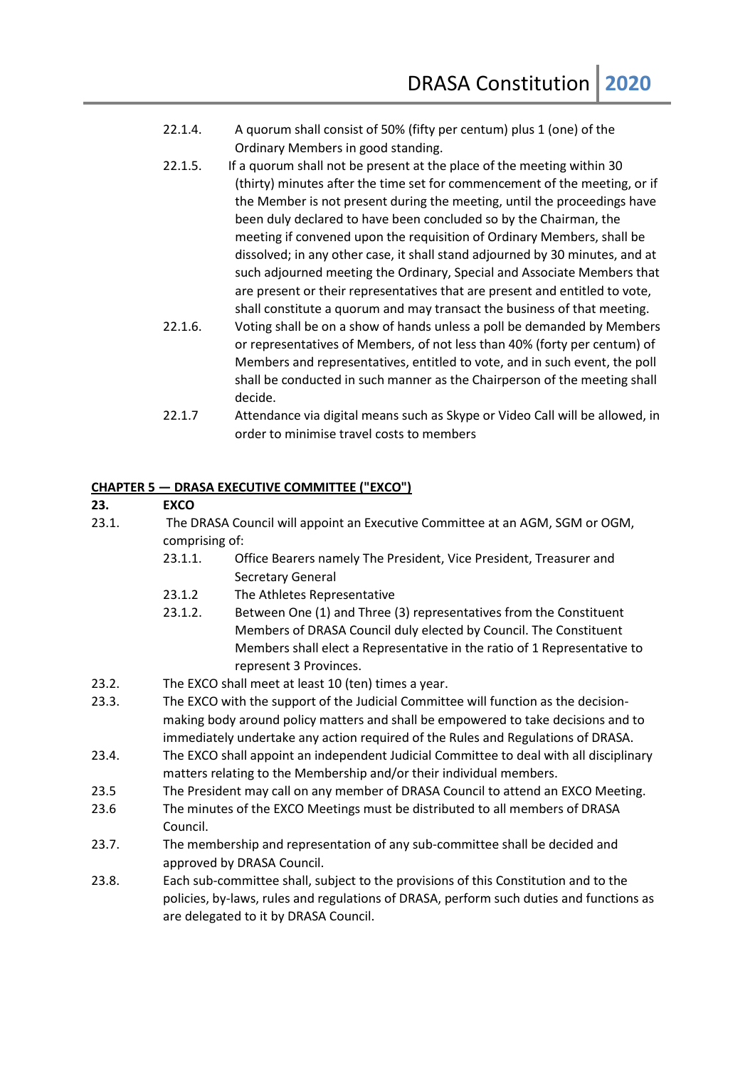22.1.4. A quorum shall consist of 50% (fifty per centum) plus 1 (one) of the Ordinary Members in good standing.

22.1.5. If a quorum shall not be present at the place of the meeting within 30 (thirty) minutes after the time set for commencement of the meeting, or if the Member is not present during the meeting, until the proceedings have been duly declared to have been concluded so by the Chairman, the meeting if convened upon the requisition of Ordinary Members, shall be dissolved; in any other case, it shall stand adjourned by 30 minutes, and at such adjourned meeting the Ordinary, Special and Associate Members that are present or their representatives that are present and entitled to vote, shall constitute a quorum and may transact the business of that meeting.

22.1.6. Voting shall be on a show of hands unless a poll be demanded by Members or representatives of Members, of not less than 40% (forty per centum) of Members and representatives, entitled to vote, and in such event, the poll shall be conducted in such manner as the Chairperson of the meeting shall decide.

22.1.7 Attendance via digital means such as Skype or Video Call will be allowed, in order to minimise travel costs to members

## CHAPTER 5 — DRASA EXECUTIVE COMMITTEE ("EXCO")

### 23. EXCO

23.1. The DRASA Council will appoint an Executive Committee at an AGM, SGM or OGM, comprising of:

- 23.1.1. Office Bearers namely The President, Vice President, Treasurer and Secretary General
- 23.1.2 The Athletes Representative
- 23.1.2. Between One (1) and Three (3) representatives from the Constituent Members of DRASA Council duly elected by Council. The Constituent Members shall elect a Representative in the ratio of 1 Representative to represent 3 Provinces.

23.2. The EXCO shall meet at least 10 (ten) times a year.

23.3. The EXCO with the support of the Judicial Committee will function as the decision-making body around policy matters and shall be empowered to take decisions and to immediately undertake any action required of the Rules and Regulations of DRASA.

23.4. The EXCO shall appoint an independent Judicial Committee to deal with all disciplinary matters relating to the Membership and/or their individual members.

23.5 The President may call on any member of DRASA Council to attend an EXCO Meeting.

23.6 The minutes of the EXCO Meetings must be distributed to all members of DRASA Council.

23.7. The membership and representation of any sub-committee shall be decided and approved by DRASA Council.

23.8. Each sub-committee shall, subject to the provisions of this Constitution and to the policies, by-laws, rules and regulations of DRASA, perform such duties and functions as are delegated to it by DRASA Council.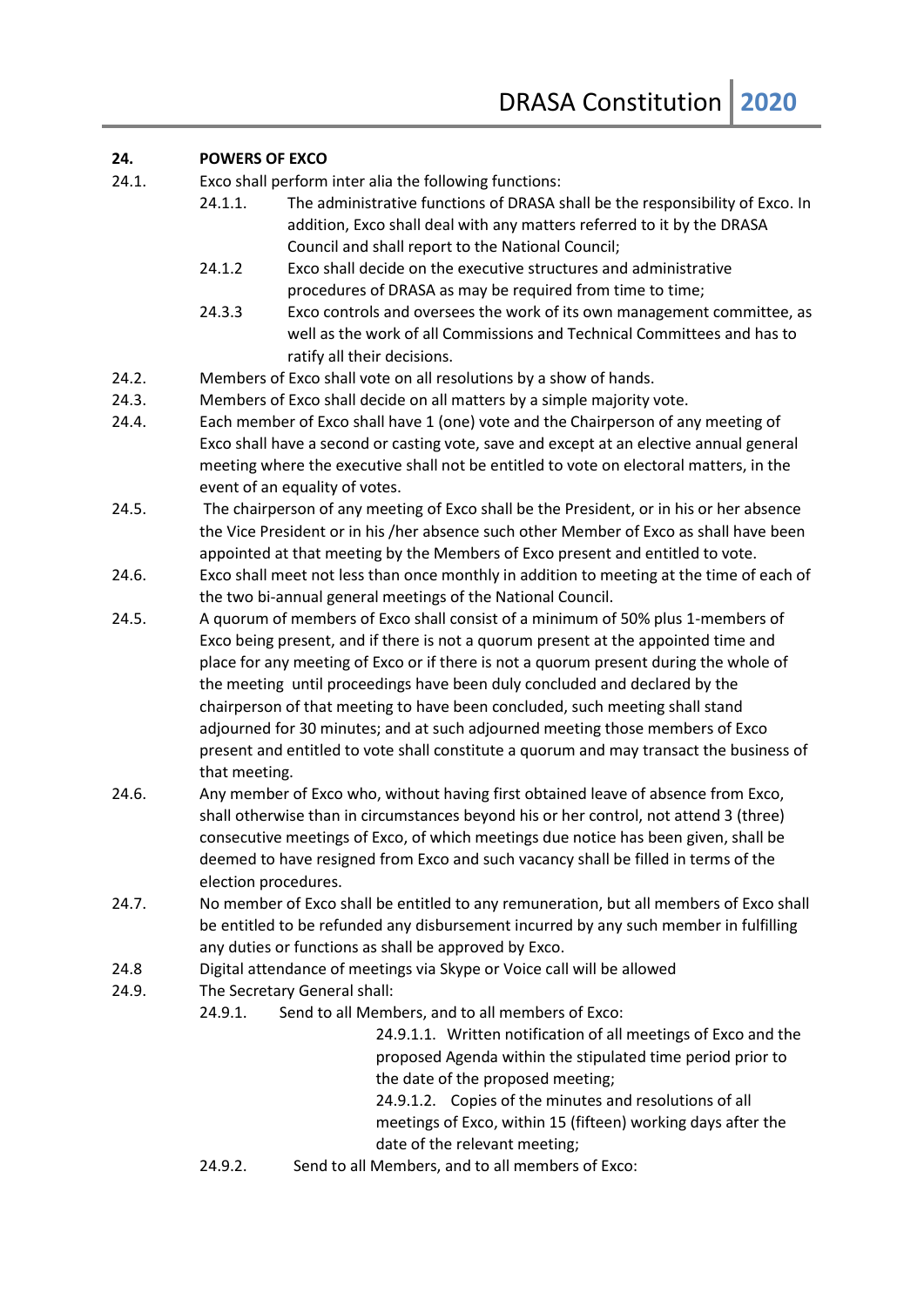## 24. POWERS OF EXCO

24.1. Exco shall perform inter alia the following functions:

24.1.1. The administrative functions of DRASA shall be the responsibility of Exco. In addition, Exco shall deal with any matters referred to it by the DRASA Council and shall report to the National Council;

24.1.2 Exco shall decide on the executive structures and administrative procedures of DRASA as may be required from time to time;

24.3.3 Exco controls and oversees the work of its own management committee, as well as the work of all Commissions and Technical Committees and has to ratify all their decisions.

24.2. Members of Exco shall vote on all resolutions by a show of hands.

24.3. Members of Exco shall decide on all matters by a simple majority vote.

24.4. Each member of Exco shall have 1 (one) vote and the Chairperson of any meeting of Exco shall have a second or casting vote, save and except at an elective annual general meeting where the executive shall not be entitled to vote on electoral matters, in the event of an equality of votes.

24.5. The chairperson of any meeting of Exco shall be the President, or in his or her absence the Vice President or in his /her absence such other Member of Exco as shall have been appointed at that meeting by the Members of Exco present and entitled to vote.

24.6. Exco shall meet not less than once monthly in addition to meeting at the time of each of the two bi-annual general meetings of the National Council.

24.5. A quorum of members of Exco shall consist of a minimum of 50% plus 1-members of Exco being present, and if there is not a quorum present at the appointed time and place for any meeting of Exco or if there is not a quorum present during the whole of the meeting until proceedings have been duly concluded and declared by the chairperson of that meeting to have been concluded, such meeting shall stand adjourned for 30 minutes; and at such adjourned meeting those members of Exco present and entitled to vote shall constitute a quorum and may transact the business of that meeting.

24.6. Any member of Exco who, without having first obtained leave of absence from Exco, shall otherwise than in circumstances beyond his or her control, not attend 3 (three) consecutive meetings of Exco, of which meetings due notice has been given, shall be deemed to have resigned from Exco and such vacancy shall be filled in terms of the election procedures.

24.7. No member of Exco shall be entitled to any remuneration, but all members of Exco shall be entitled to be refunded any disbursement incurred by any such member in fulfilling any duties or functions as shall be approved by Exco.

24.8 Digital attendance of meetings via Skype or Voice call will be allowed

24.9. The Secretary General shall:

24.9.1. Send to all Members, and to all members of Exco:

24.9.1.1. Written notification of all meetings of Exco and the proposed Agenda within the stipulated time period prior to the date of the proposed meeting;

24.9.1.2. Copies of the minutes and resolutions of all meetings of Exco, within 15 (fifteen) working days after the date of the relevant meeting;

24.9.2. Send to all Members, and to all members of Exco: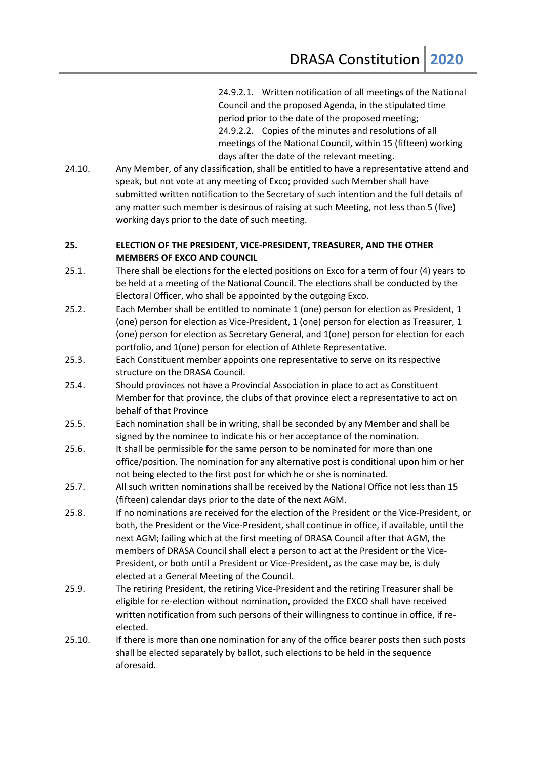24.9.2.1. Written notification of all meetings of the National Council and the proposed Agenda, in the stipulated time period prior to the date of the proposed meeting;

24.9.2.2. Copies of the minutes and resolutions of all meetings of the National Council, within 15 (fifteen) working days after the date of the relevant meeting.

24.10. Any Member, of any classification, shall be entitled to have a representative attend and speak, but not vote at any meeting of Exco; provided such Member shall have submitted written notification to the Secretary of such intention and the full details of any matter such member is desirous of raising at such Meeting, not less than 5 (five) working days prior to the date of such meeting.

**25. ELECTION OF THE PRESIDENT, VICE-PRESIDENT, TREASURER, AND THE OTHER MEMBERS OF EXCO AND COUNCIL**

25.1. There shall be elections for the elected positions on Exco for a term of four (4) years to be held at a meeting of the National Council. The elections shall be conducted by the Electoral Officer, who shall be appointed by the outgoing Exco.

25.2. Each Member shall be entitled to nominate 1 (one) person for election as President, 1 (one) person for election as Vice-President, 1 (one) person for election as Treasurer, 1 (one) person for election as Secretary General, and 1(one) person for election for each portfolio, and 1(one) person for election of Athlete Representative.

25.3. Each Constituent member appoints one representative to serve on its respective structure on the DRASA Council.

25.4. Should provinces not have a Provincial Association in place to act as Constituent Member for that province, the clubs of that province elect a representative to act on behalf of that Province

25.5. Each nomination shall be in writing, shall be seconded by any Member and shall be signed by the nominee to indicate his or her acceptance of the nomination.

25.6. It shall be permissible for the same person to be nominated for more than one office/position. The nomination for any alternative post is conditional upon him or her not being elected to the first post for which he or she is nominated.

25.7. All such written nominations shall be received by the National Office not less than 15 (fifteen) calendar days prior to the date of the next AGM.

25.8. If no nominations are received for the election of the President or the Vice-President, or both, the President or the Vice-President, shall continue in office, if available, until the next AGM; failing which at the first meeting of DRASA Council after that AGM, the members of DRASA Council shall elect a person to act at the President or the Vice-President, or both until a President or Vice-President, as the case may be, is duly elected at a General Meeting of the Council.

25.9. The retiring President, the retiring Vice-President and the retiring Treasurer shall be eligible for re-election without nomination, provided the EXCO shall have received written notification from such persons of their willingness to continue in office, if re-elected.

25.10. If there is more than one nomination for any of the office bearer posts then such posts shall be elected separately by ballot, such elections to be held in the sequence aforesaid.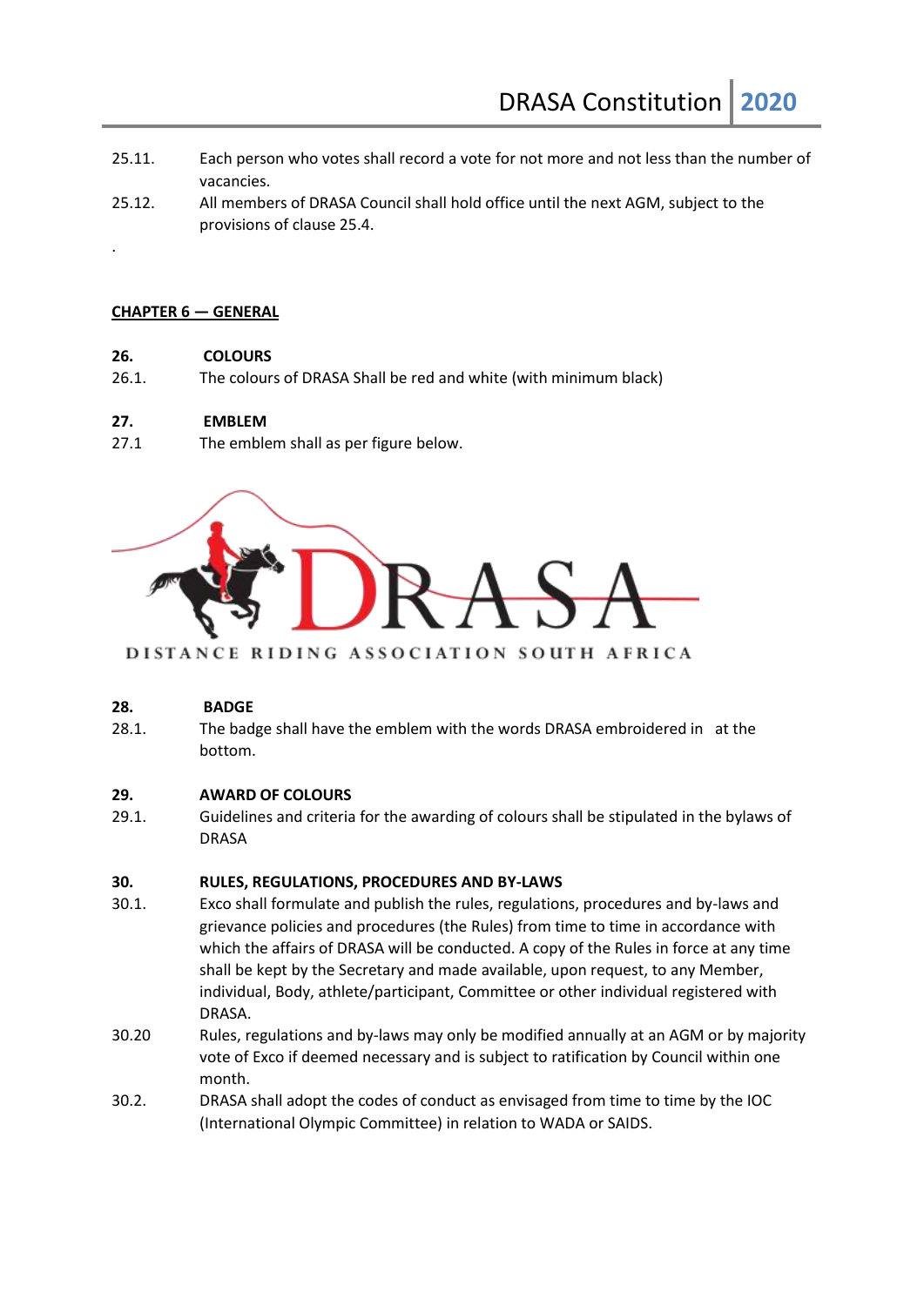25.11. Each person who votes shall record a vote for not more and not less than the number of vacancies.

25.12. All members of DRASA Council shall hold office until the next AGM, subject to the provisions of clause 25.4.

.

## CHAPTER 6 — GENERAL

**26. COLOURS**

26.1. The colours of DRASA Shall be red and white (with minimum black)

**27. EMBLEM**

27.1 The emblem shall as per figure below.

DRASA

DISTANCE RIDING ASSOCIATION SOUTH AFRICA

**28. BADGE**

28.1. The badge shall have the emblem with the words DRASA embroidered in at the bottom.

**29. AWARD OF COLOURS**

29.1. Guidelines and criteria for the awarding of colours shall be stipulated in the bylaws of DRASA

**30. RULES, REGULATIONS, PROCEDURES AND BY-LAWS**

30.1. Exco shall formulate and publish the rules, regulations, procedures and by-laws and grievance policies and procedures (the Rules) from time to time in accordance with which the affairs of DRASA will be conducted. A copy of the Rules in force at any time shall be kept by the Secretary and made available, upon request, to any Member, individual, Body, athlete/participant, Committee or other individual registered with DRASA.

30.20 Rules, regulations and by-laws may only be modified annually at an AGM or by majority vote of Exco if deemed necessary and is subject to ratification by Council within one month.

30.2. DRASA shall adopt the codes of conduct as envisaged from time to time by the IOC (International Olympic Committee) in relation to WADA or SAIDS.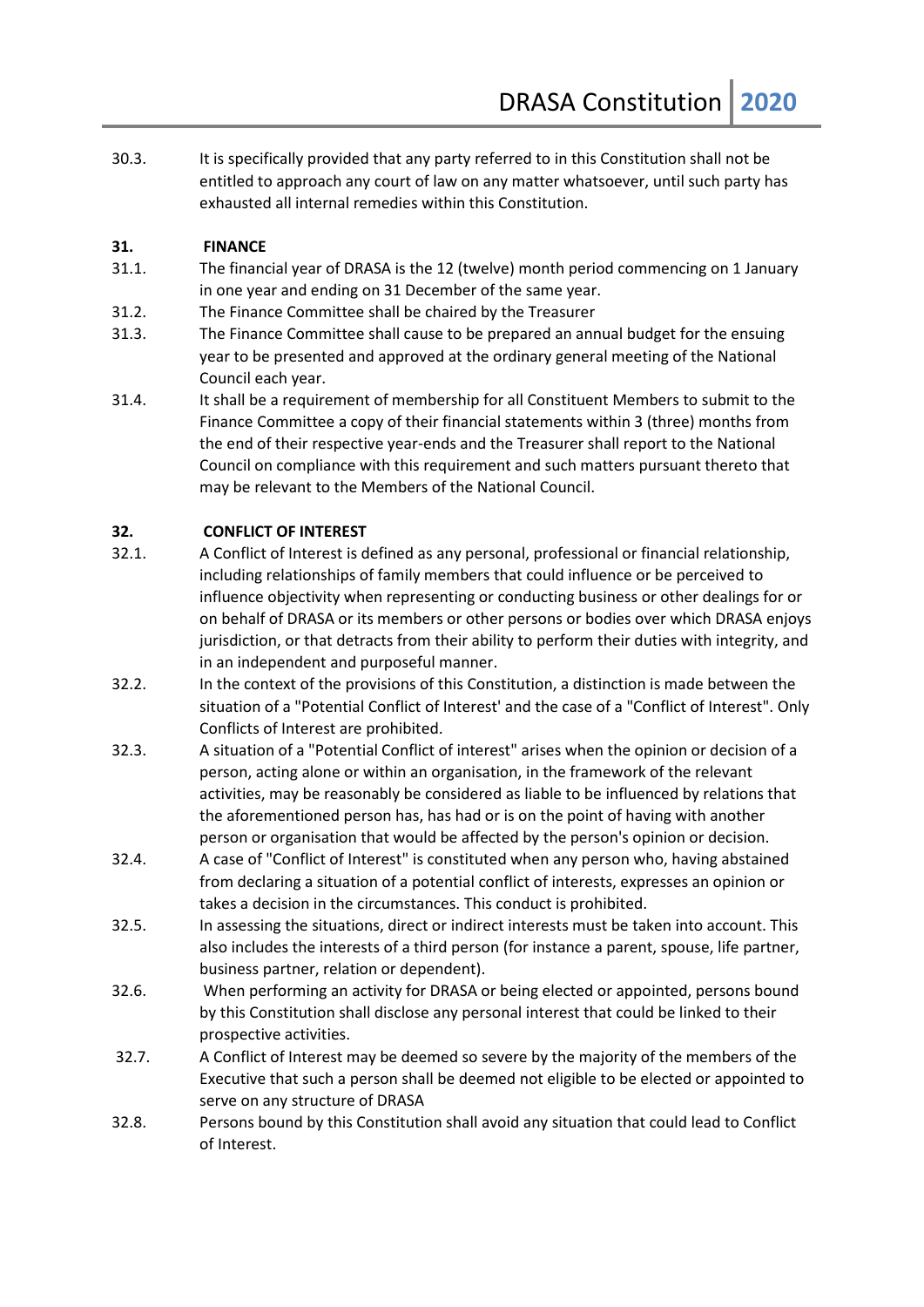30.3. It is specifically provided that any party referred to in this Constitution shall not be entitled to approach any court of law on any matter whatsoever, until such party has exhausted all internal remedies within this Constitution.

## 31. FINANCE

31.1. The financial year of DRASA is the 12 (twelve) month period commencing on 1 January in one year and ending on 31 December of the same year.

31.2. The Finance Committee shall be chaired by the Treasurer

31.3. The Finance Committee shall cause to be prepared an annual budget for the ensuing year to be presented and approved at the ordinary general meeting of the National Council each year.

31.4. It shall be a requirement of membership for all Constituent Members to submit to the Finance Committee a copy of their financial statements within 3 (three) months from the end of their respective year-ends and the Treasurer shall report to the National Council on compliance with this requirement and such matters pursuant thereto that may be relevant to the Members of the National Council.

## 32. CONFLICT OF INTEREST

32.1. A Conflict of Interest is defined as any personal, professional or financial relationship, including relationships of family members that could influence or be perceived to influence objectivity when representing or conducting business or other dealings for or on behalf of DRASA or its members or other persons or bodies over which DRASA enjoys jurisdiction, or that detracts from their ability to perform their duties with integrity, and in an independent and purposeful manner.

32.2. In the context of the provisions of this Constitution, a distinction is made between the situation of a "Potential Conflict of Interest' and the case of a "Conflict of Interest". Only Conflicts of Interest are prohibited.

32.3. A situation of a "Potential Conflict of interest" arises when the opinion or decision of a person, acting alone or within an organisation, in the framework of the relevant activities, may be reasonably be considered as liable to be influenced by relations that the aforementioned person has, has had or is on the point of having with another person or organisation that would be affected by the person's opinion or decision.

32.4. A case of "Conflict of Interest" is constituted when any person who, having abstained from declaring a situation of a potential conflict of interests, expresses an opinion or takes a decision in the circumstances. This conduct is prohibited.

32.5. In assessing the situations, direct or indirect interests must be taken into account. This also includes the interests of a third person (for instance a parent, spouse, life partner, business partner, relation or dependent).

32.6. When performing an activity for DRASA or being elected or appointed, persons bound by this Constitution shall disclose any personal interest that could be linked to their prospective activities.

32.7. A Conflict of Interest may be deemed so severe by the majority of the members of the Executive that such a person shall be deemed not eligible to be elected or appointed to serve on any structure of DRASA

32.8. Persons bound by this Constitution shall avoid any situation that could lead to Conflict of Interest.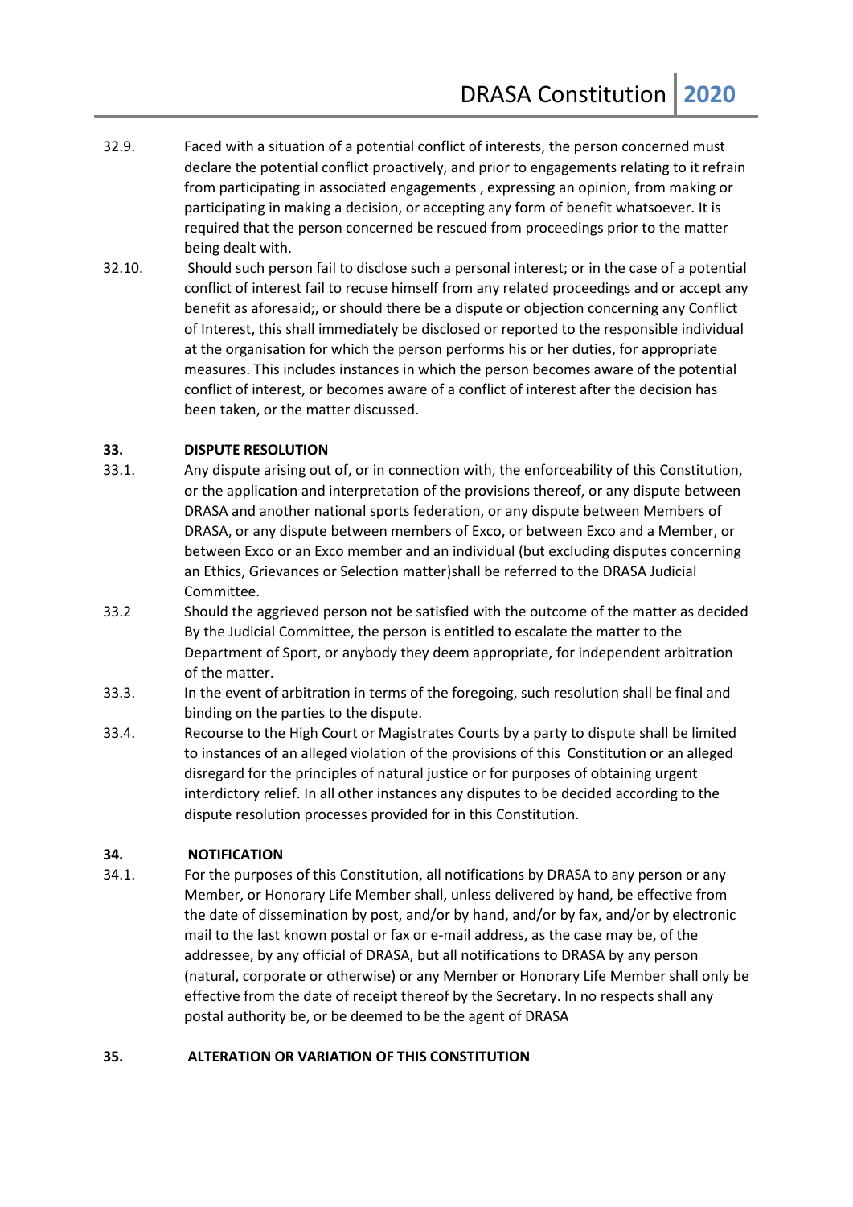32.9. Faced with a situation of a potential conflict of interests, the person concerned must declare the potential conflict proactively, and prior to engagements relating to it refrain from participating in associated engagements , expressing an opinion, from making or participating in making a decision, or accepting any form of benefit whatsoever. It is required that the person concerned be rescued from proceedings prior to the matter being dealt with.

32.10. Should such person fail to disclose such a personal interest; or in the case of a potential conflict of interest fail to recuse himself from any related proceedings and or accept any benefit as aforesaid;, or should there be a dispute or objection concerning any Conflict of Interest, this shall immediately be disclosed or reported to the responsible individual at the organisation for which the person performs his or her duties, for appropriate measures. This includes instances in which the person becomes aware of the potential conflict of interest, or becomes aware of a conflict of interest after the decision has been taken, or the matter discussed.

## 33. DISPUTE RESOLUTION

33.1. Any dispute arising out of, or in connection with, the enforceability of this Constitution, or the application and interpretation of the provisions thereof, or any dispute between DRASA and another national sports federation, or any dispute between Members of DRASA, or any dispute between members of Exco, or between Exco and a Member, or between Exco or an Exco member and an individual (but excluding disputes concerning an Ethics, Grievances or Selection matter)shall be referred to the DRASA Judicial Committee.

33.2 Should the aggrieved person not be satisfied with the outcome of the matter as decided By the Judicial Committee, the person is entitled to escalate the matter to the Department of Sport, or anybody they deem appropriate, for independent arbitration of the matter.

33.3. In the event of arbitration in terms of the foregoing, such resolution shall be final and binding on the parties to the dispute.

33.4. Recourse to the High Court or Magistrates Courts by a party to dispute shall be limited to instances of an alleged violation of the provisions of this Constitution or an alleged disregard for the principles of natural justice or for purposes of obtaining urgent interdictory relief. In all other instances any disputes to be decided according to the dispute resolution processes provided for in this Constitution.

## 34. NOTIFICATION

34.1. For the purposes of this Constitution, all notifications by DRASA to any person or any Member, or Honorary Life Member shall, unless delivered by hand, be effective from the date of dissemination by post, and/or by hand, and/or by fax, and/or by electronic mail to the last known postal or fax or e-mail address, as the case may be, of the addressee, by any official of DRASA, but all notifications to DRASA by any person (natural, corporate or otherwise) or any Member or Honorary Life Member shall only be effective from the date of receipt thereof by the Secretary. In no respects shall any postal authority be, or be deemed to be the agent of DRASA

## 35. ALTERATION OR VARIATION OF THIS CONSTITUTION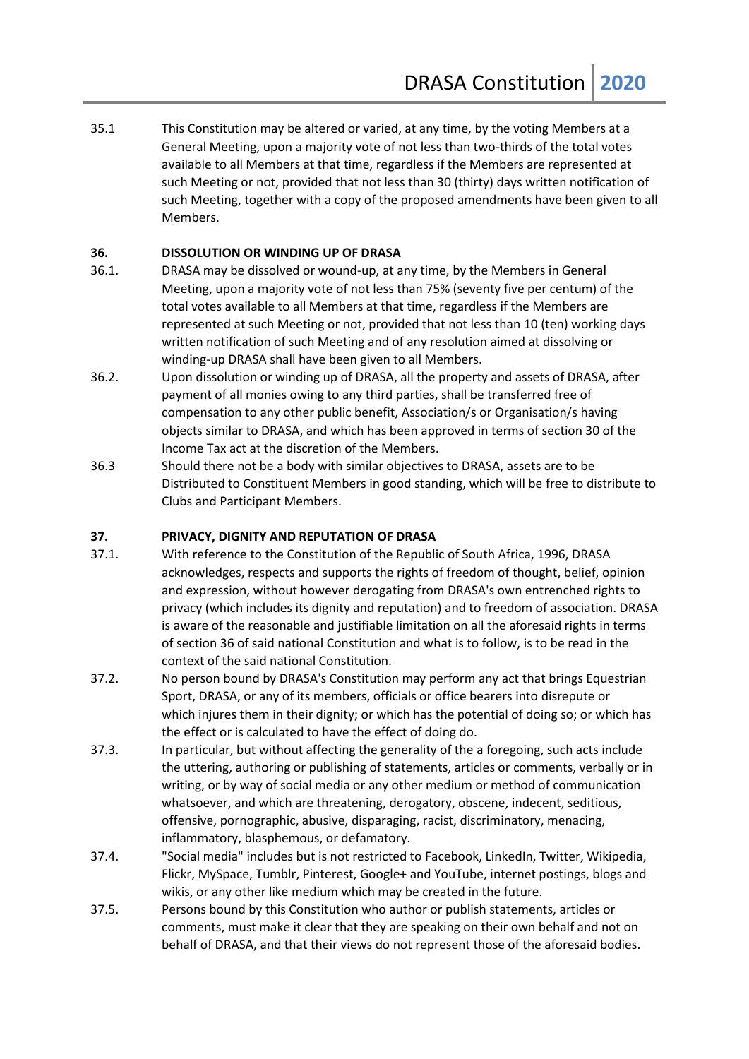35.1 This Constitution may be altered or varied, at any time, by the voting Members at a General Meeting, upon a majority vote of not less than two-thirds of the total votes available to all Members at that time, regardless if the Members are represented at such Meeting or not, provided that not less than 30 (thirty) days written notification of such Meeting, together with a copy of the proposed amendments have been given to all Members.

**36. DISSOLUTION OR WINDING UP OF DRASA**

36.1. DRASA may be dissolved or wound-up, at any time, by the Members in General Meeting, upon a majority vote of not less than 75% (seventy five per centum) of the total votes available to all Members at that time, regardless if the Members are represented at such Meeting or not, provided that not less than 10 (ten) working days written notification of such Meeting and of any resolution aimed at dissolving or winding-up DRASA shall have been given to all Members.

36.2. Upon dissolution or winding up of DRASA, all the property and assets of DRASA, after payment of all monies owing to any third parties, shall be transferred free of compensation to any other public benefit, Association/s or Organisation/s having objects similar to DRASA, and which has been approved in terms of section 30 of the Income Tax act at the discretion of the Members.

36.3 Should there not be a body with similar objectives to DRASA, assets are to be Distributed to Constituent Members in good standing, which will be free to distribute to Clubs and Participant Members.

**37. PRIVACY, DIGNITY AND REPUTATION OF DRASA**

37.1. With reference to the Constitution of the Republic of South Africa, 1996, DRASA acknowledges, respects and supports the rights of freedom of thought, belief, opinion and expression, without however derogating from DRASA's own entrenched rights to privacy (which includes its dignity and reputation) and to freedom of association. DRASA is aware of the reasonable and justifiable limitation on all the aforesaid rights in terms of section 36 of said national Constitution and what is to follow, is to be read in the context of the said national Constitution.

37.2. No person bound by DRASA's Constitution may perform any act that brings Equestrian Sport, DRASA, or any of its members, officials or office bearers into disrepute or which injures them in their dignity; or which has the potential of doing so; or which has the effect or is calculated to have the effect of doing do.

37.3. In particular, but without affecting the generality of the a foregoing, such acts include the uttering, authoring or publishing of statements, articles or comments, verbally or in writing, or by way of social media or any other medium or method of communication whatsoever, and which are threatening, derogatory, obscene, indecent, seditious, offensive, pornographic, abusive, disparaging, racist, discriminatory, menacing, inflammatory, blasphemous, or defamatory.

37.4. "Social media" includes but is not restricted to Facebook, LinkedIn, Twitter, Wikipedia, Flickr, MySpace, Tumblr, Pinterest, Google+ and YouTube, internet postings, blogs and wikis, or any other like medium which may be created in the future.

37.5. Persons bound by this Constitution who author or publish statements, articles or comments, must make it clear that they are speaking on their own behalf and not on behalf of DRASA, and that their views do not represent those of the aforesaid bodies.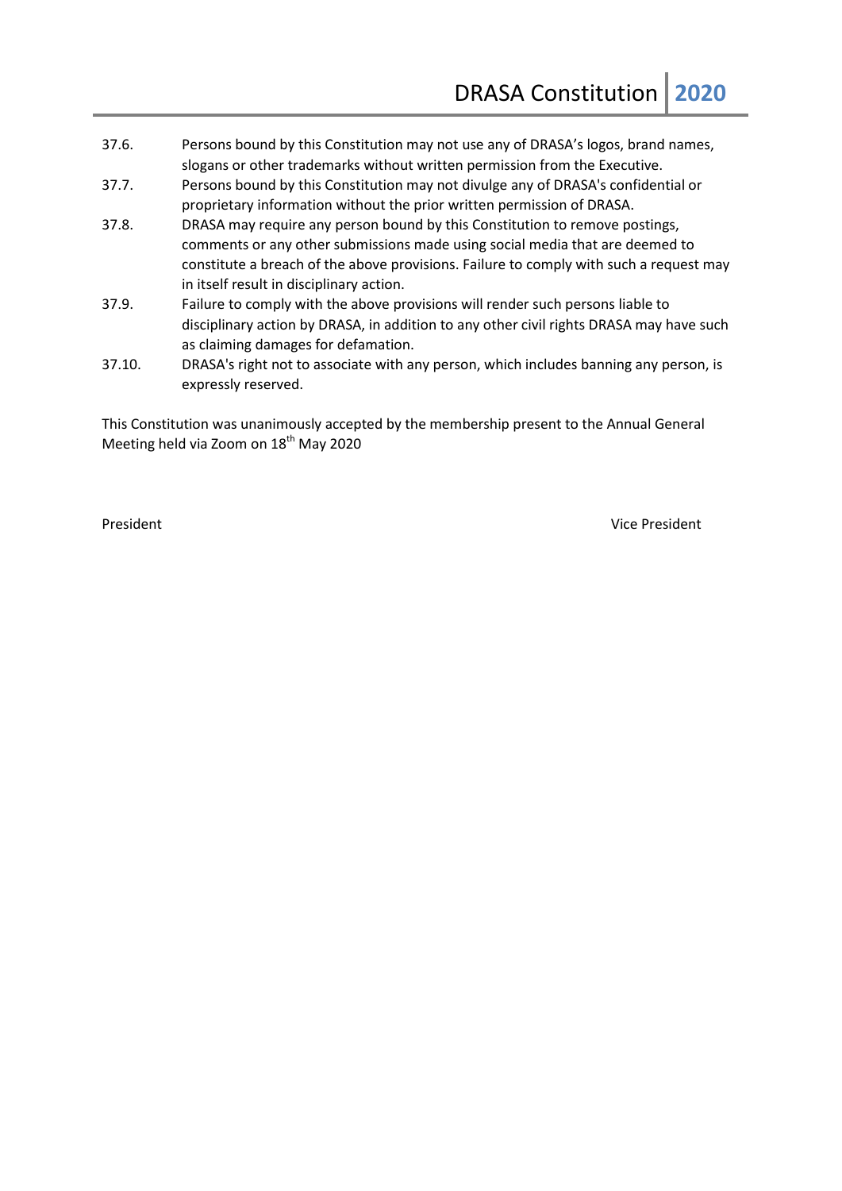37.6. Persons bound by this Constitution may not use any of DRASA's logos, brand names, slogans or other trademarks without written permission from the Executive.

37.7. Persons bound by this Constitution may not divulge any of DRASA's confidential or proprietary information without the prior written permission of DRASA.

37.8. DRASA may require any person bound by this Constitution to remove postings, comments or any other submissions made using social media that are deemed to constitute a breach of the above provisions. Failure to comply with such a request may in itself result in disciplinary action.

37.9. Failure to comply with the above provisions will render such persons liable to disciplinary action by DRASA, in addition to any other civil rights DRASA may have such as claiming damages for defamation.

37.10. DRASA's right not to associate with any person, which includes banning any person, is expressly reserved.

This Constitution was unanimously accepted by the membership present to the Annual General Meeting held via Zoom on 18th May 2020

President

Vice President